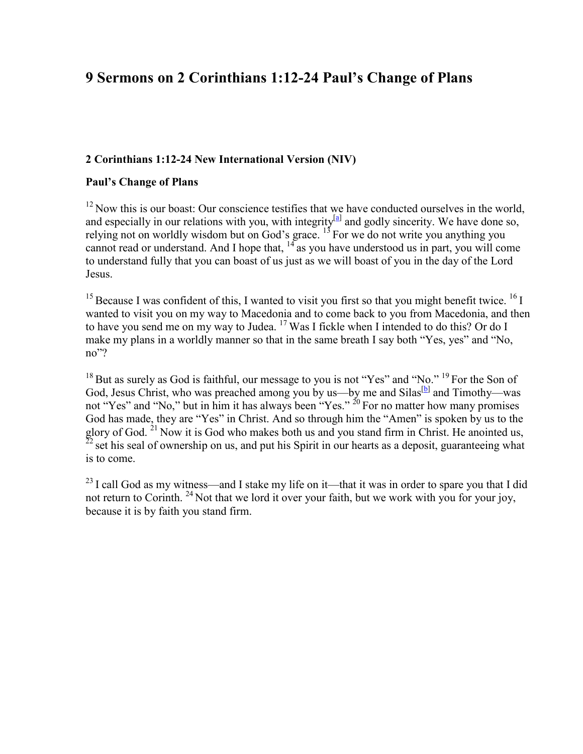# 9 Sermons on 2 Corinthians 1:12-24 Paul's Change of Plans

### 2 Corinthians 1:12-24 New International Version (NIV)

### Paul's Change of Plans

[12] Now this is our boast: Our conscience testifies that we have conducted ourselves in the world, and especially in our relations with you, with integrity[a] and godly sincerity. We have done so, relying not on worldly wisdom but on God's grace. [13] For we do not write you anything you cannot read or understand. And I hope that, [14] as you have understood us in part, you will come to understand fully that you can boast of us just as we will boast of you in the day of the Lord Jesus.

[15] Because I was confident of this, I wanted to visit you first so that you might benefit twice. [16] I wanted to visit you on my way to Macedonia and to come back to you from Macedonia, and then to have you send me on my way to Judea. [17] Was I fickle when I intended to do this? Or do I make my plans in a worldly manner so that in the same breath I say both "Yes, yes" and "No, no"?

[18] But as surely as God is faithful, our message to you is not "Yes" and "No." [19] For the Son of God, Jesus Christ, who was preached among you by us—by me and Silas[b] and Timothy—was not "Yes" and "No," but in him it has always been "Yes." [20] For no matter how many promises God has made, they are "Yes" in Christ. And so through him the "Amen" is spoken by us to the glory of God. [21] Now it is God who makes both us and you stand firm in Christ. He anointed us, [22] set his seal of ownership on us, and put his Spirit in our hearts as a deposit, guaranteeing what is to come.

[23] I call God as my witness—and I stake my life on it—that it was in order to spare you that I did not return to Corinth. [24] Not that we lord it over your faith, but we work with you for your joy, because it is by faith you stand firm.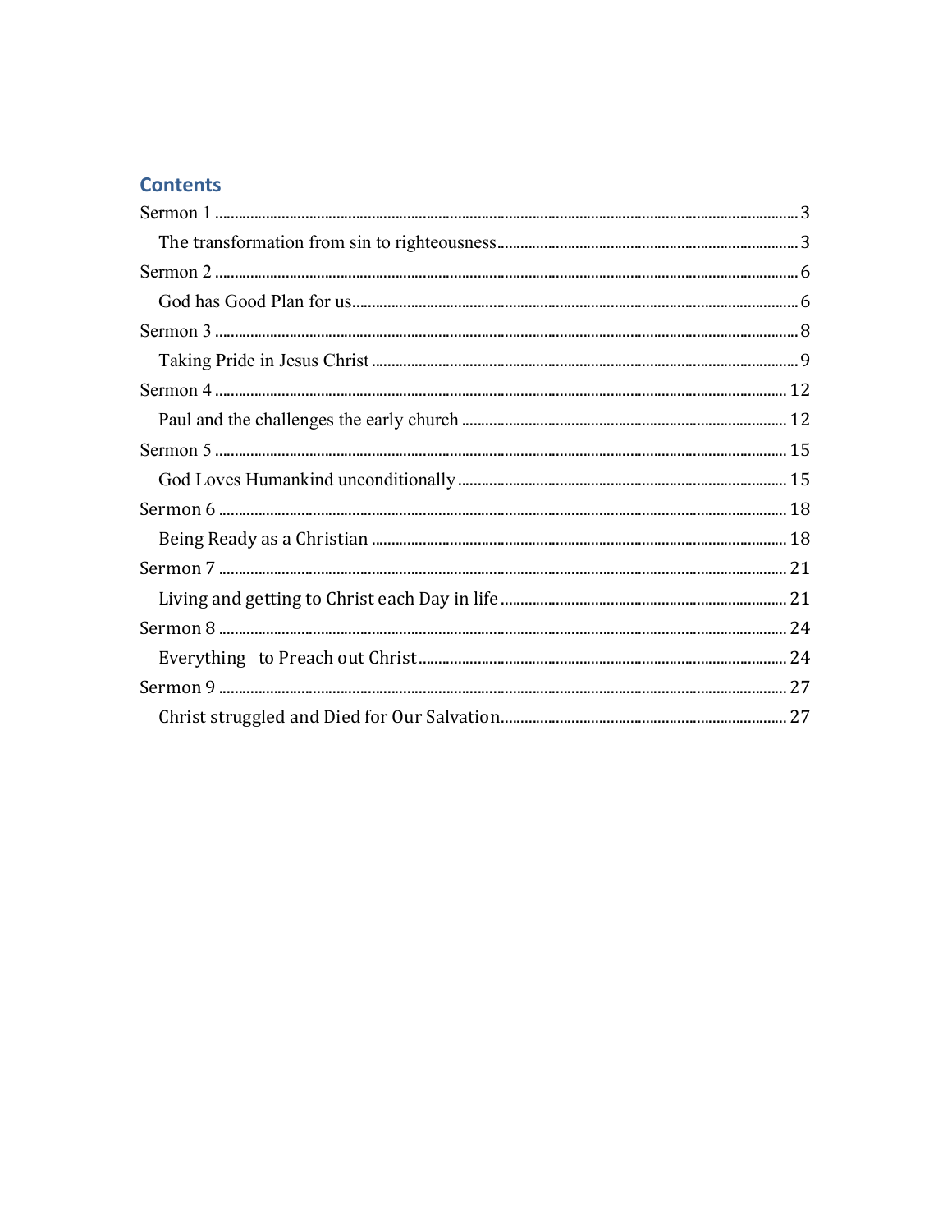## Contents

Sermon 1 .......... 3

- The transformation from sin to righteousness .......... 3

Sermon 2 .......... 6

- God has Good Plan for us .......... 6

Sermon 3 .......... 8

- Taking Pride in Jesus Christ .......... 9

Sermon 4 .......... 12

- Paul and the challenges the early church .......... 12

Sermon 5 .......... 15

- God Loves Humankind unconditionally .......... 15

Sermon 6 .......... 18

- Being Ready as a Christian .......... 18

Sermon 7 .......... 21

- Living and getting to Christ each Day in life .......... 21

Sermon 8 .......... 24

- Everything to Preach out Christ .......... 24

Sermon 9 .......... 27

- Christ struggled and Died for Our Salvation .......... 27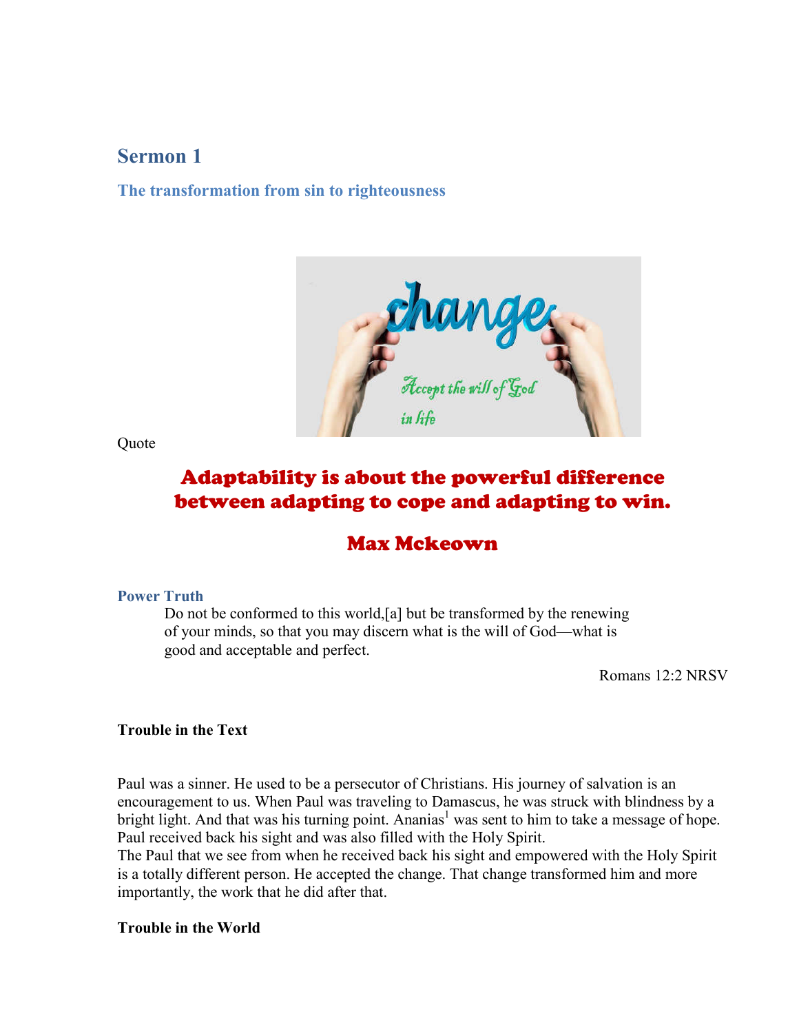# Sermon 1

## The transformation from sin to righteousness

Quote

**Adaptability is about the powerful difference between adapting to cope and adapting to win.**

**Max Mckeown**

### Power Truth

> Do not be conformed to this world,[a] but be transformed by the renewing of your minds, so that you may discern what is the will of God—what is good and acceptable and perfect.

Romans 12:2 NRSV

**Trouble in the Text**

Paul was a sinner. He used to be a persecutor of Christians. His journey of salvation is an encouragement to us. When Paul was traveling to Damascus, he was struck with blindness by a bright light. And that was his turning point. Ananias[1] was sent to him to take a message of hope. Paul received back his sight and was also filled with the Holy Spirit.
The Paul that we see from when he received back his sight and empowered with the Holy Spirit is a totally different person. He accepted the change. That change transformed him and more importantly, the work that he did after that.

**Trouble in the World**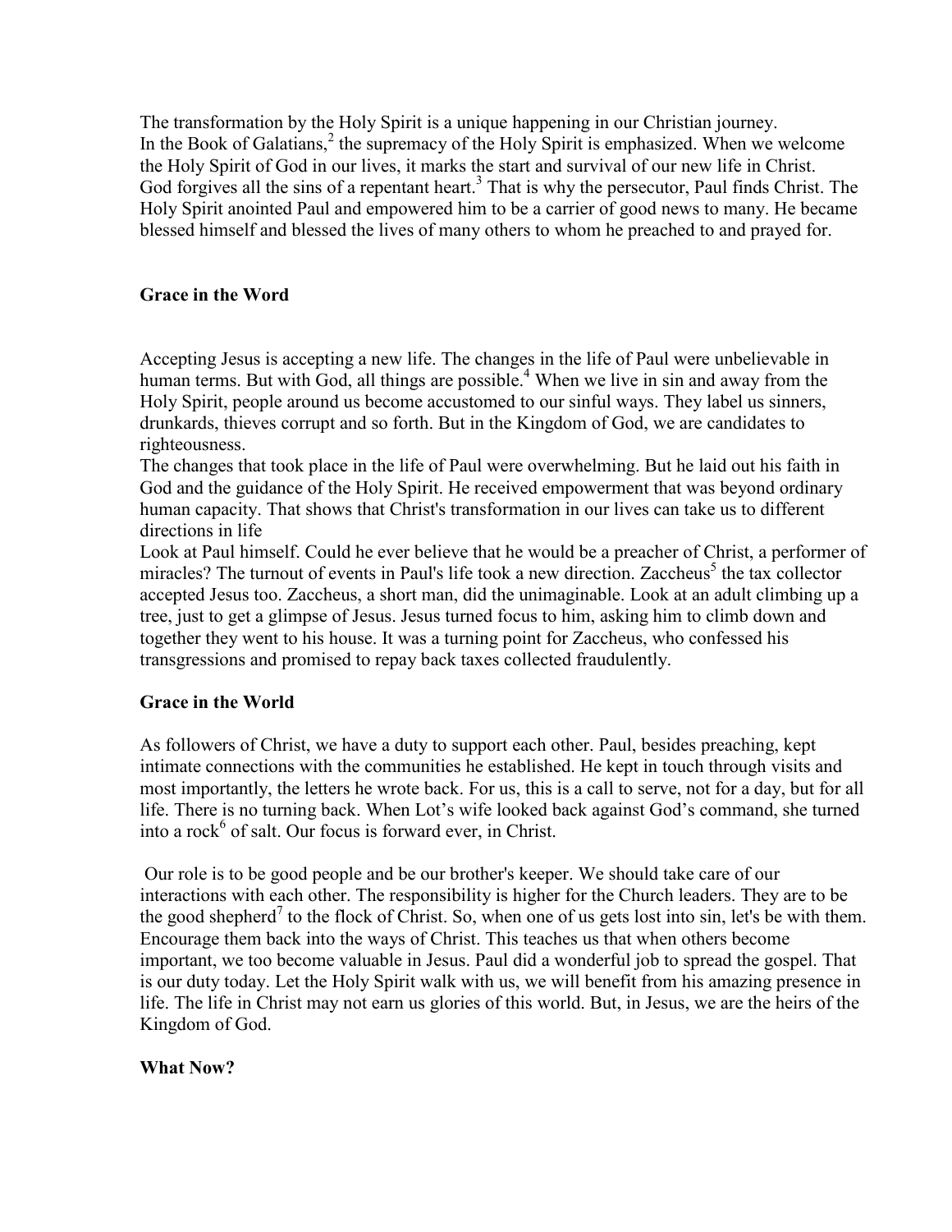The transformation by the Holy Spirit is a unique happening in our Christian journey.
In the Book of Galatians,[2] the supremacy of the Holy Spirit is emphasized. When we welcome the Holy Spirit of God in our lives, it marks the start and survival of our new life in Christ. God forgives all the sins of a repentant heart.[3] That is why the persecutor, Paul finds Christ. The Holy Spirit anointed Paul and empowered him to be a carrier of good news to many. He became blessed himself and blessed the lives of many others to whom he preached to and prayed for.

**Grace in the Word**

Accepting Jesus is accepting a new life. The changes in the life of Paul were unbelievable in human terms. But with God, all things are possible.[4] When we live in sin and away from the Holy Spirit, people around us become accustomed to our sinful ways. They label us sinners, drunkards, thieves corrupt and so forth. But in the Kingdom of God, we are candidates to righteousness.
The changes that took place in the life of Paul were overwhelming. But he laid out his faith in God and the guidance of the Holy Spirit. He received empowerment that was beyond ordinary human capacity. That shows that Christ's transformation in our lives can take us to different directions in life
Look at Paul himself. Could he ever believe that he would be a preacher of Christ, a performer of miracles? The turnout of events in Paul's life took a new direction. Zaccheus[5] the tax collector accepted Jesus too. Zaccheus, a short man, did the unimaginable. Look at an adult climbing up a tree, just to get a glimpse of Jesus. Jesus turned focus to him, asking him to climb down and together they went to his house. It was a turning point for Zaccheus, who confessed his transgressions and promised to repay back taxes collected fraudulently.

**Grace in the World**

As followers of Christ, we have a duty to support each other. Paul, besides preaching, kept intimate connections with the communities he established. He kept in touch through visits and most importantly, the letters he wrote back. For us, this is a call to serve, not for a day, but for all life. There is no turning back. When Lot's wife looked back against God's command, she turned into a rock[6] of salt. Our focus is forward ever, in Christ.

Our role is to be good people and be our brother's keeper. We should take care of our interactions with each other. The responsibility is higher for the Church leaders. They are to be the good shepherd[7] to the flock of Christ. So, when one of us gets lost into sin, let's be with them. Encourage them back into the ways of Christ. This teaches us that when others become important, we too become valuable in Jesus. Paul did a wonderful job to spread the gospel. That is our duty today. Let the Holy Spirit walk with us, we will benefit from his amazing presence in life. The life in Christ may not earn us glories of this world. But, in Jesus, we are the heirs of the Kingdom of God.

**What Now?**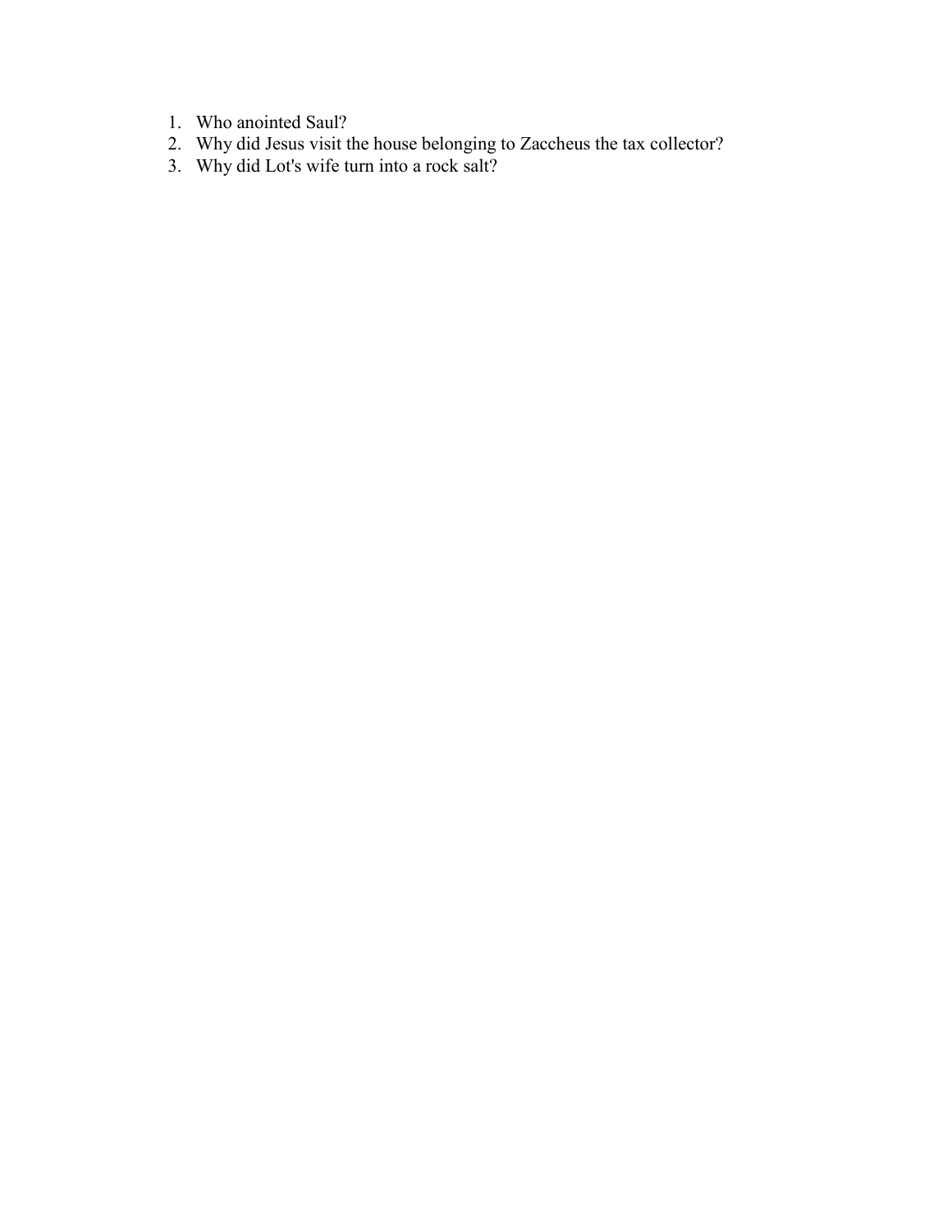1. Who anointed Saul?
2. Why did Jesus visit the house belonging to Zaccheus the tax collector?
3. Why did Lot's wife turn into a rock salt?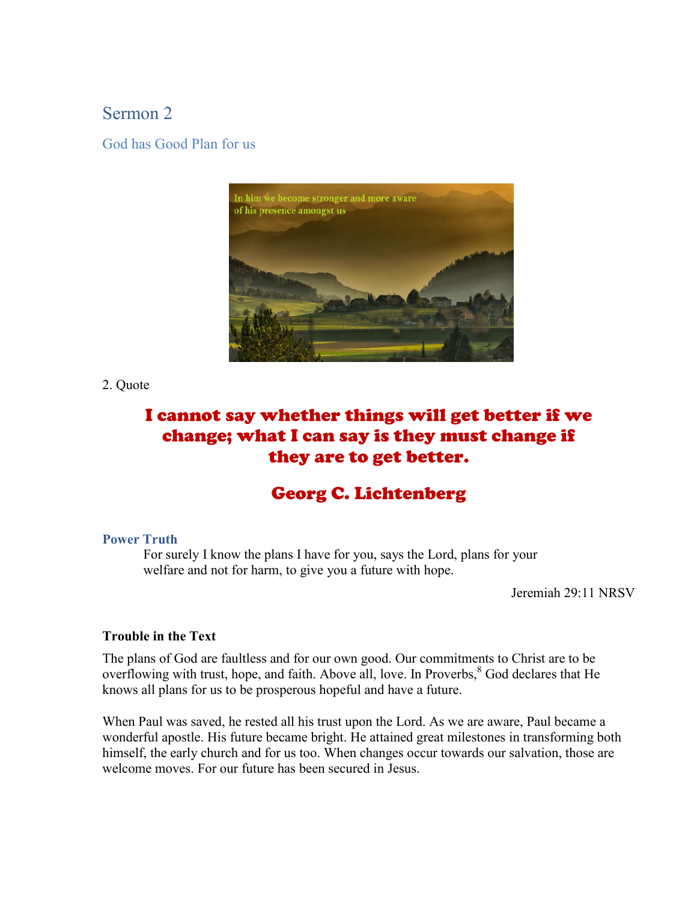# Sermon 2

## God has Good Plan for us

2. Quote

**I cannot say whether things will get better if we change; what I can say is they must change if they are to get better.**

**Georg C. Lichtenberg**

### Power Truth

> For surely I know the plans I have for you, says the Lord, plans for your welfare and not for harm, to give you a future with hope.

Jeremiah 29:11 NRSV

**Trouble in the Text**

The plans of God are faultless and for our own good. Our commitments to Christ are to be overflowing with trust, hope, and faith. Above all, love. In Proverbs,[8] God declares that He knows all plans for us to be prosperous hopeful and have a future.

When Paul was saved, he rested all his trust upon the Lord. As we are aware, Paul became a wonderful apostle. His future became bright. He attained great milestones in transforming both himself, the early church and for us too. When changes occur towards our salvation, those are welcome moves. For our future has been secured in Jesus.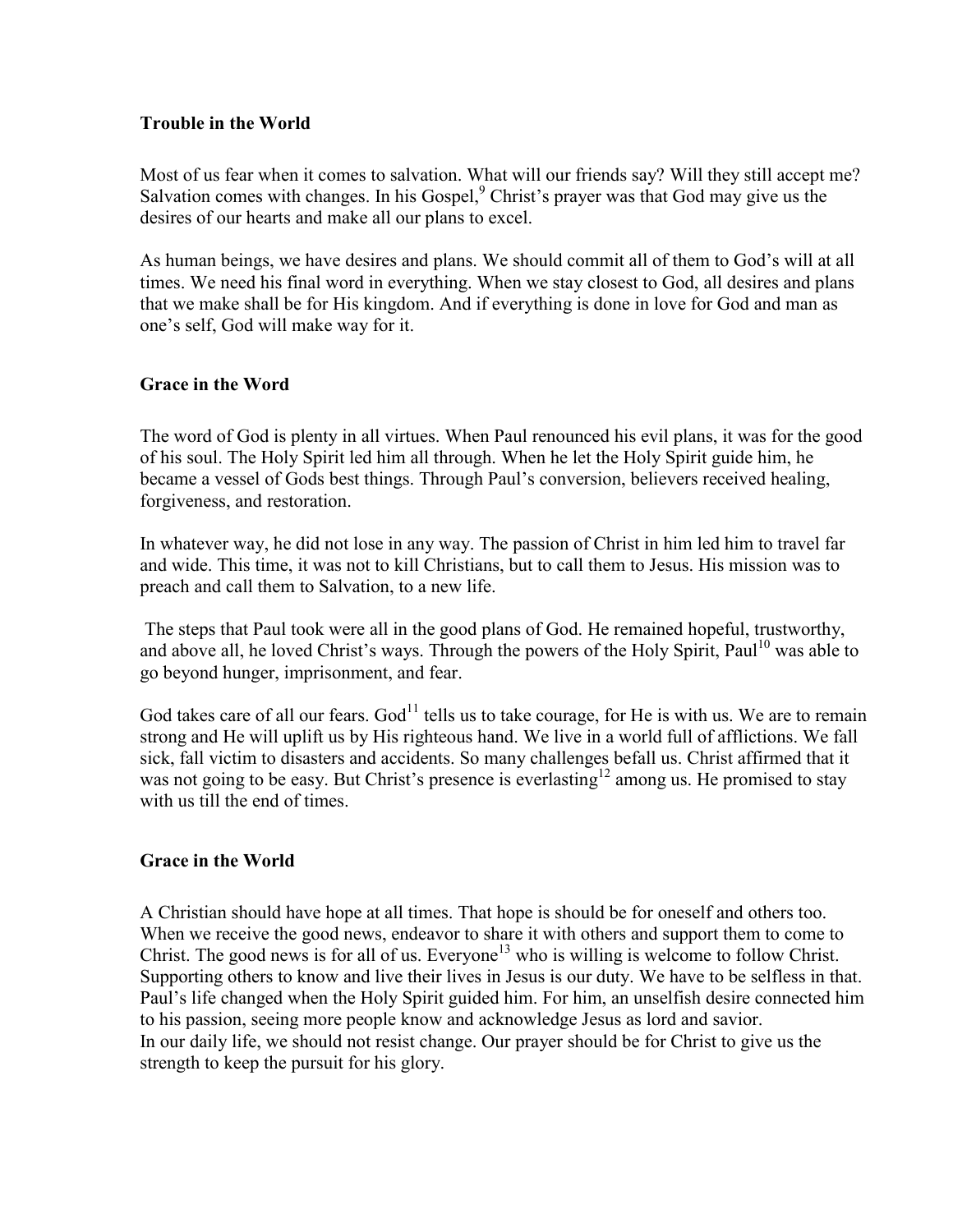### Trouble in the World

Most of us fear when it comes to salvation. What will our friends say? Will they still accept me? Salvation comes with changes. In his Gospel,[9] Christ's prayer was that God may give us the desires of our hearts and make all our plans to excel.

As human beings, we have desires and plans. We should commit all of them to God's will at all times. We need his final word in everything. When we stay closest to God, all desires and plans that we make shall be for His kingdom. And if everything is done in love for God and man as one's self, God will make way for it.

### Grace in the Word

The word of God is plenty in all virtues. When Paul renounced his evil plans, it was for the good of his soul. The Holy Spirit led him all through. When he let the Holy Spirit guide him, he became a vessel of Gods best things. Through Paul's conversion, believers received healing, forgiveness, and restoration.

In whatever way, he did not lose in any way. The passion of Christ in him led him to travel far and wide. This time, it was not to kill Christians, but to call them to Jesus. His mission was to preach and call them to Salvation, to a new life.

The steps that Paul took were all in the good plans of God. He remained hopeful, trustworthy, and above all, he loved Christ's ways. Through the powers of the Holy Spirit, Paul[10] was able to go beyond hunger, imprisonment, and fear.

God takes care of all our fears. God[11] tells us to take courage, for He is with us. We are to remain strong and He will uplift us by His righteous hand. We live in a world full of afflictions. We fall sick, fall victim to disasters and accidents. So many challenges befall us. Christ affirmed that it was not going to be easy. But Christ's presence is everlasting[12] among us. He promised to stay with us till the end of times.

### Grace in the World

A Christian should have hope at all times. That hope is should be for oneself and others too. When we receive the good news, endeavor to share it with others and support them to come to Christ. The good news is for all of us. Everyone[13] who is willing is welcome to follow Christ. Supporting others to know and live their lives in Jesus is our duty. We have to be selfless in that. Paul's life changed when the Holy Spirit guided him. For him, an unselfish desire connected him to his passion, seeing more people know and acknowledge Jesus as lord and savior.
In our daily life, we should not resist change. Our prayer should be for Christ to give us the strength to keep the pursuit for his glory.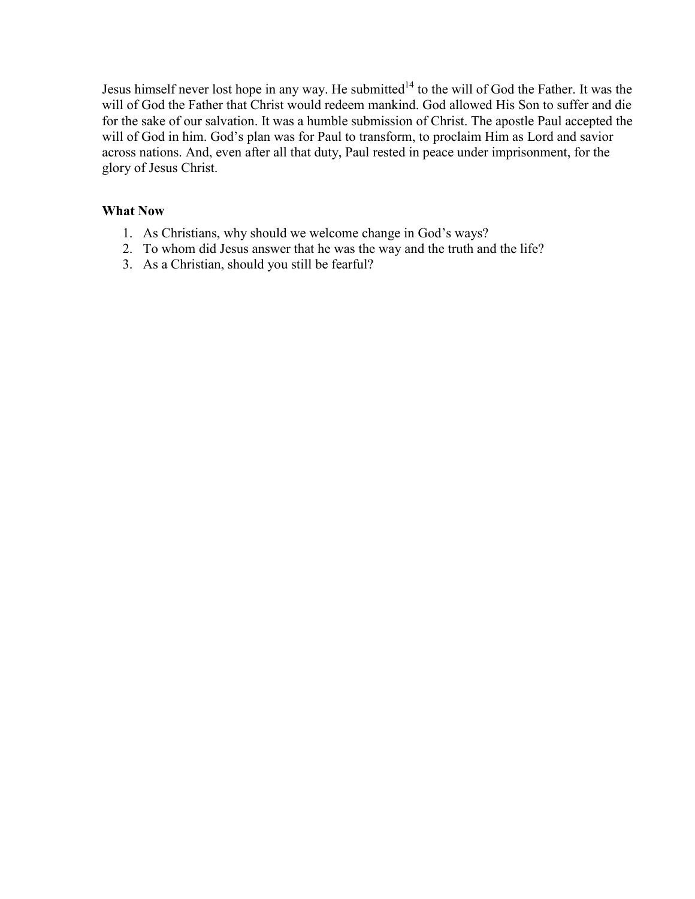Jesus himself never lost hope in any way. He submitted[14] to the will of God the Father. It was the will of God the Father that Christ would redeem mankind. God allowed His Son to suffer and die for the sake of our salvation. It was a humble submission of Christ. The apostle Paul accepted the will of God in him. God's plan was for Paul to transform, to proclaim Him as Lord and savior across nations. And, even after all that duty, Paul rested in peace under imprisonment, for the glory of Jesus Christ.

**What Now**

1. As Christians, why should we welcome change in God's ways?
2. To whom did Jesus answer that he was the way and the truth and the life?
3. As a Christian, should you still be fearful?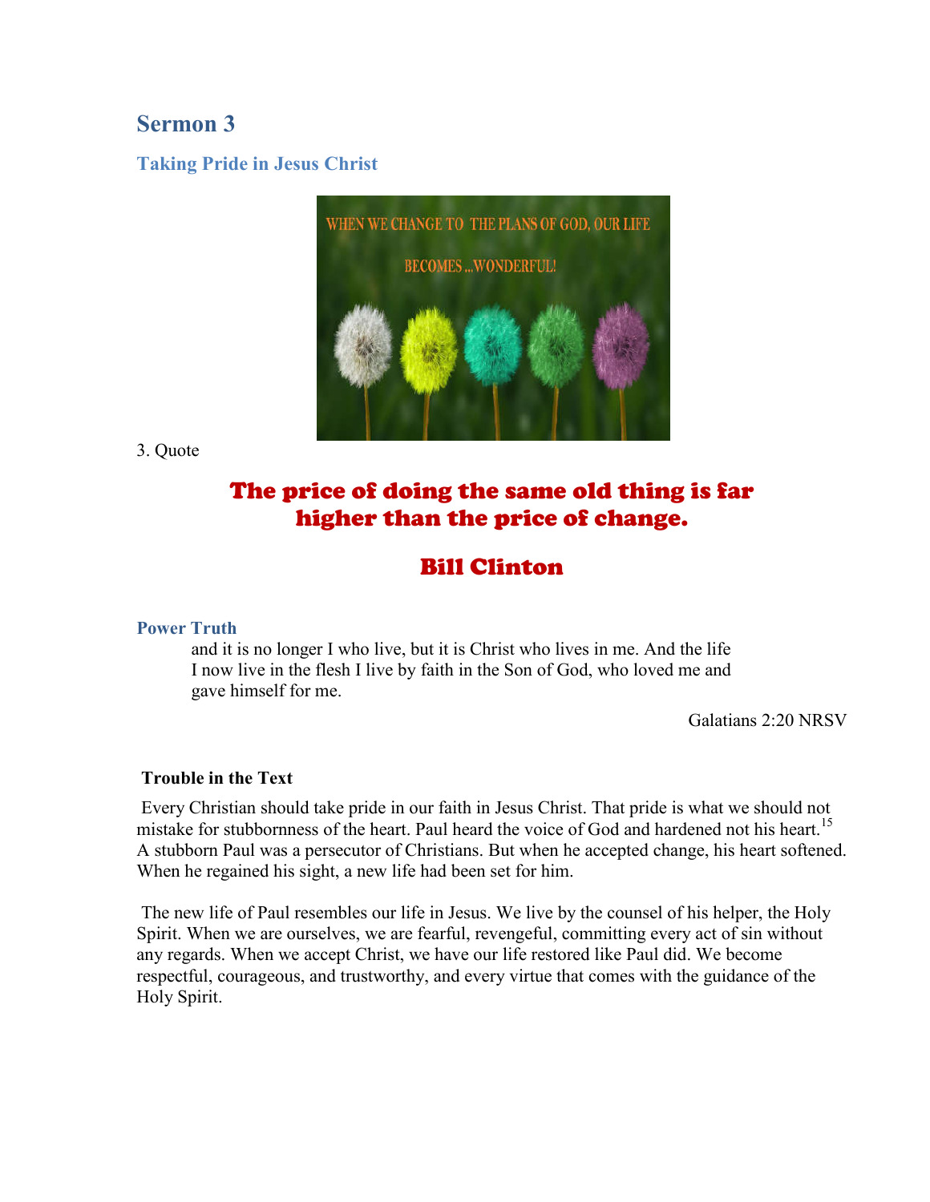## Sermon 3

### Taking Pride in Jesus Christ

3. Quote

**The price of doing the same old thing is far higher than the price of change.**

**Bill Clinton**

### Power Truth

> and it is no longer I who live, but it is Christ who lives in me. And the life I now live in the flesh I live by faith in the Son of God, who loved me and gave himself for me.

Galatians 2:20 NRSV

**Trouble in the Text**

Every Christian should take pride in our faith in Jesus Christ. That pride is what we should not mistake for stubbornness of the heart. Paul heard the voice of God and hardened not his heart.[15] A stubborn Paul was a persecutor of Christians. But when he accepted change, his heart softened. When he regained his sight, a new life had been set for him.

The new life of Paul resembles our life in Jesus. We live by the counsel of his helper, the Holy Spirit. When we are ourselves, we are fearful, revengeful, committing every act of sin without any regards. When we accept Christ, we have our life restored like Paul did. We become respectful, courageous, and trustworthy, and every virtue that comes with the guidance of the Holy Spirit.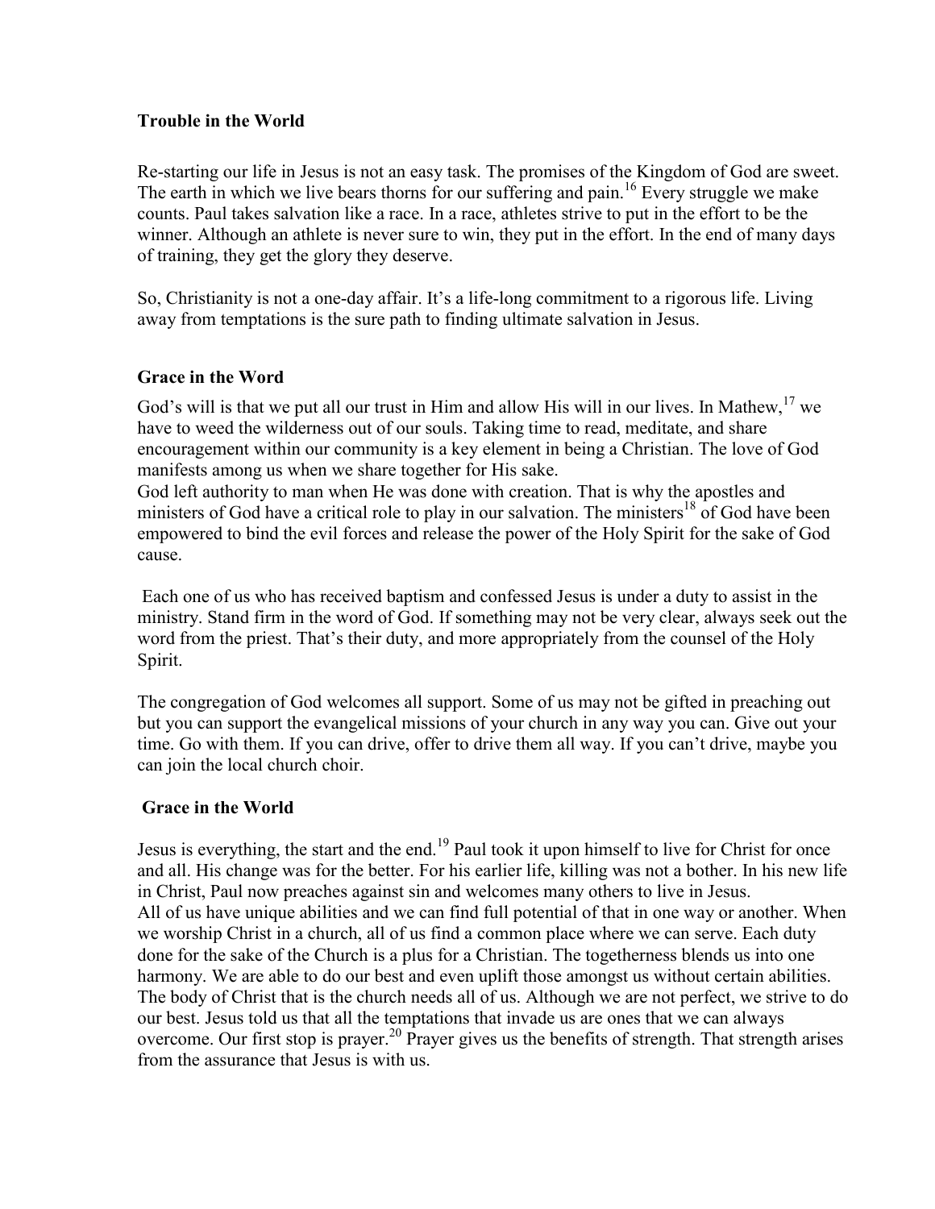**Trouble in the World**

Re-starting our life in Jesus is not an easy task. The promises of the Kingdom of God are sweet. The earth in which we live bears thorns for our suffering and pain.[16] Every struggle we make counts. Paul takes salvation like a race. In a race, athletes strive to put in the effort to be the winner. Although an athlete is never sure to win, they put in the effort. In the end of many days of training, they get the glory they deserve.

So, Christianity is not a one-day affair. It's a life-long commitment to a rigorous life. Living away from temptations is the sure path to finding ultimate salvation in Jesus.

**Grace in the Word**

God's will is that we put all our trust in Him and allow His will in our lives. In Mathew,[17] we have to weed the wilderness out of our souls. Taking time to read, meditate, and share encouragement within our community is a key element in being a Christian. The love of God manifests among us when we share together for His sake.
God left authority to man when He was done with creation. That is why the apostles and ministers of God have a critical role to play in our salvation. The ministers[18] of God have been empowered to bind the evil forces and release the power of the Holy Spirit for the sake of God cause.

Each one of us who has received baptism and confessed Jesus is under a duty to assist in the ministry. Stand firm in the word of God. If something may not be very clear, always seek out the word from the priest. That's their duty, and more appropriately from the counsel of the Holy Spirit.

The congregation of God welcomes all support. Some of us may not be gifted in preaching out but you can support the evangelical missions of your church in any way you can. Give out your time. Go with them. If you can drive, offer to drive them all way. If you can't drive, maybe you can join the local church choir.

**Grace in the World**

Jesus is everything, the start and the end.[19] Paul took it upon himself to live for Christ for once and all. His change was for the better. For his earlier life, killing was not a bother. In his new life in Christ, Paul now preaches against sin and welcomes many others to live in Jesus.
All of us have unique abilities and we can find full potential of that in one way or another. When we worship Christ in a church, all of us find a common place where we can serve. Each duty done for the sake of the Church is a plus for a Christian. The togetherness blends us into one harmony. We are able to do our best and even uplift those amongst us without certain abilities. The body of Christ that is the church needs all of us. Although we are not perfect, we strive to do our best. Jesus told us that all the temptations that invade us are ones that we can always overcome. Our first stop is prayer.[20] Prayer gives us the benefits of strength. That strength arises from the assurance that Jesus is with us.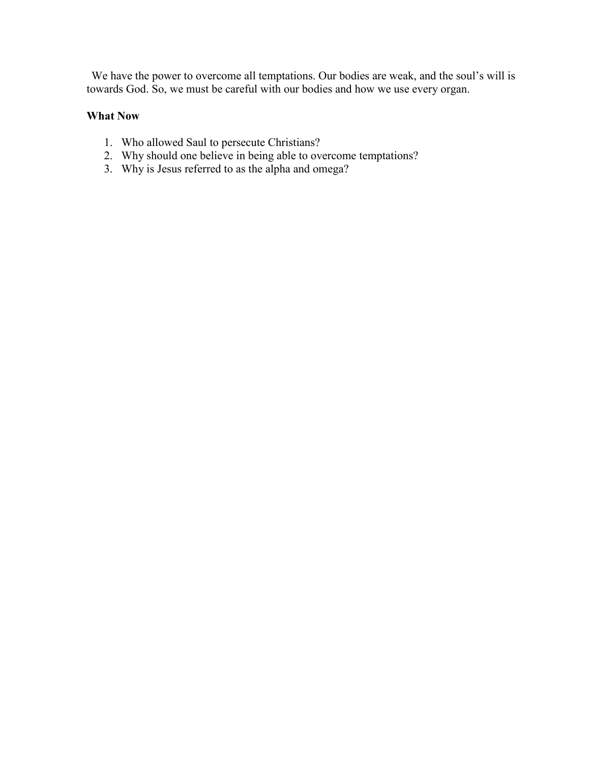We have the power to overcome all temptations. Our bodies are weak, and the soul's will is towards God. So, we must be careful with our bodies and how we use every organ.

**What Now**

1. Who allowed Saul to persecute Christians?
2. Why should one believe in being able to overcome temptations?
3. Why is Jesus referred to as the alpha and omega?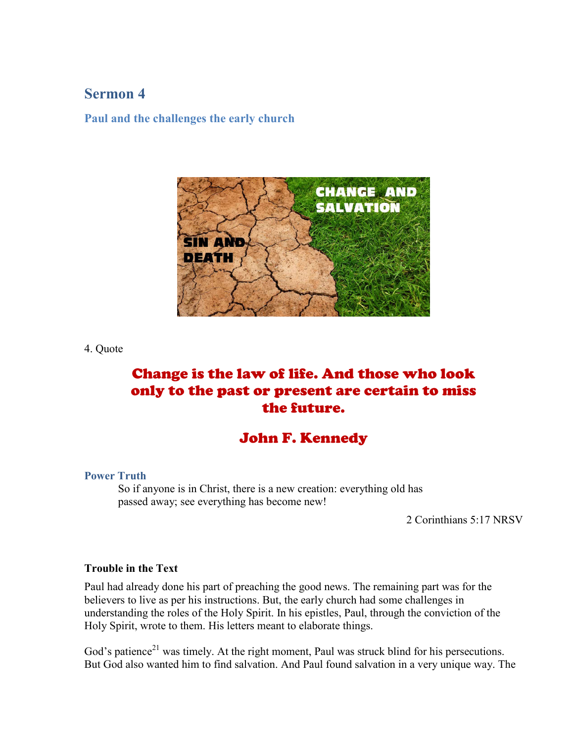## Sermon 4

### Paul and the challenges the early church

4. Quote

**Change is the law of life. And those who look only to the past or present are certain to miss the future.**

**John F. Kennedy**

### Power Truth

> So if anyone is in Christ, there is a new creation: everything old has passed away; see everything has become new!
>
> 2 Corinthians 5:17 NRSV

**Trouble in the Text**

Paul had already done his part of preaching the good news. The remaining part was for the believers to live as per his instructions. But, the early church had some challenges in understanding the roles of the Holy Spirit. In his epistles, Paul, through the conviction of the Holy Spirit, wrote to them. His letters meant to elaborate things.

God's patience[21] was timely. At the right moment, Paul was struck blind for his persecutions. But God also wanted him to find salvation. And Paul found salvation in a very unique way. The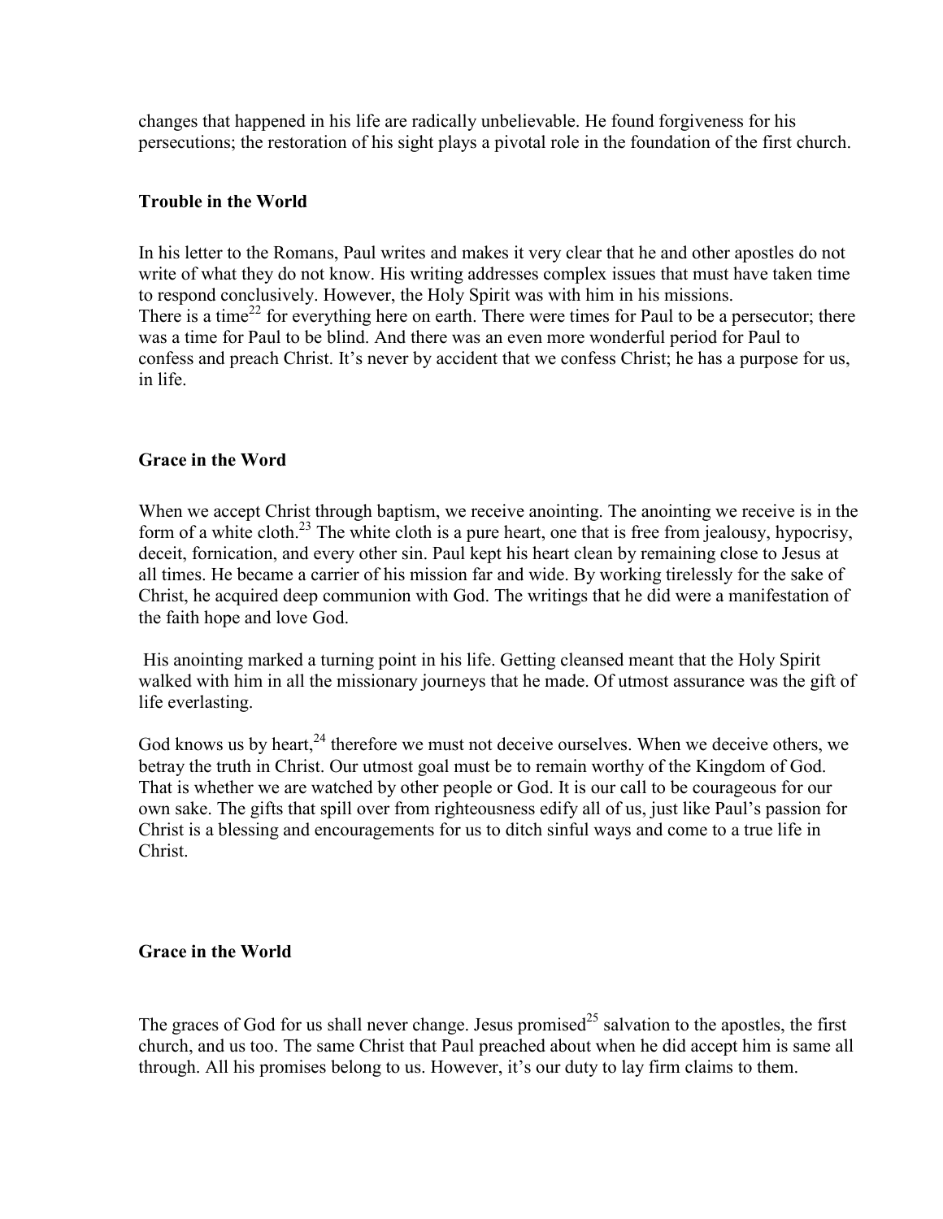changes that happened in his life are radically unbelievable. He found forgiveness for his persecutions; the restoration of his sight plays a pivotal role in the foundation of the first church.

### Trouble in the World

In his letter to the Romans, Paul writes and makes it very clear that he and other apostles do not write of what they do not know. His writing addresses complex issues that must have taken time to respond conclusively. However, the Holy Spirit was with him in his missions.
There is a time[22] for everything here on earth. There were times for Paul to be a persecutor; there was a time for Paul to be blind. And there was an even more wonderful period for Paul to confess and preach Christ. It's never by accident that we confess Christ; he has a purpose for us, in life.

### Grace in the Word

When we accept Christ through baptism, we receive anointing. The anointing we receive is in the form of a white cloth.[23] The white cloth is a pure heart, one that is free from jealousy, hypocrisy, deceit, fornication, and every other sin. Paul kept his heart clean by remaining close to Jesus at all times. He became a carrier of his mission far and wide. By working tirelessly for the sake of Christ, he acquired deep communion with God. The writings that he did were a manifestation of the faith hope and love God.

His anointing marked a turning point in his life. Getting cleansed meant that the Holy Spirit walked with him in all the missionary journeys that he made. Of utmost assurance was the gift of life everlasting.

God knows us by heart,[24] therefore we must not deceive ourselves. When we deceive others, we betray the truth in Christ. Our utmost goal must be to remain worthy of the Kingdom of God. That is whether we are watched by other people or God. It is our call to be courageous for our own sake. The gifts that spill over from righteousness edify all of us, just like Paul's passion for Christ is a blessing and encouragements for us to ditch sinful ways and come to a true life in Christ.

### Grace in the World

The graces of God for us shall never change. Jesus promised[25] salvation to the apostles, the first church, and us too. The same Christ that Paul preached about when he did accept him is same all through. All his promises belong to us. However, it's our duty to lay firm claims to them.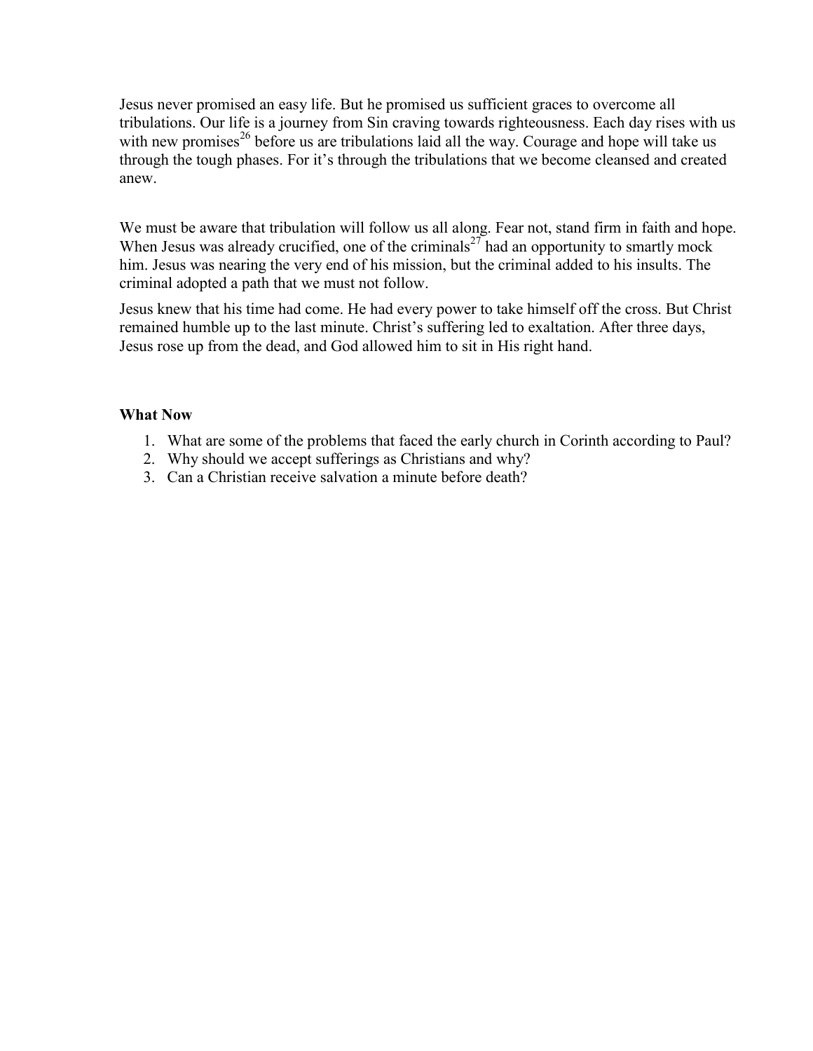Jesus never promised an easy life. But he promised us sufficient graces to overcome all tribulations. Our life is a journey from Sin craving towards righteousness. Each day rises with us with new promises[26] before us are tribulations laid all the way. Courage and hope will take us through the tough phases. For it's through the tribulations that we become cleansed and created anew.

We must be aware that tribulation will follow us all along. Fear not, stand firm in faith and hope. When Jesus was already crucified, one of the criminals[27] had an opportunity to smartly mock him. Jesus was nearing the very end of his mission, but the criminal added to his insults. The criminal adopted a path that we must not follow.

Jesus knew that his time had come. He had every power to take himself off the cross. But Christ remained humble up to the last minute. Christ's suffering led to exaltation. After three days, Jesus rose up from the dead, and God allowed him to sit in His right hand.

**What Now**

1. What are some of the problems that faced the early church in Corinth according to Paul?
2. Why should we accept sufferings as Christians and why?
3. Can a Christian receive salvation a minute before death?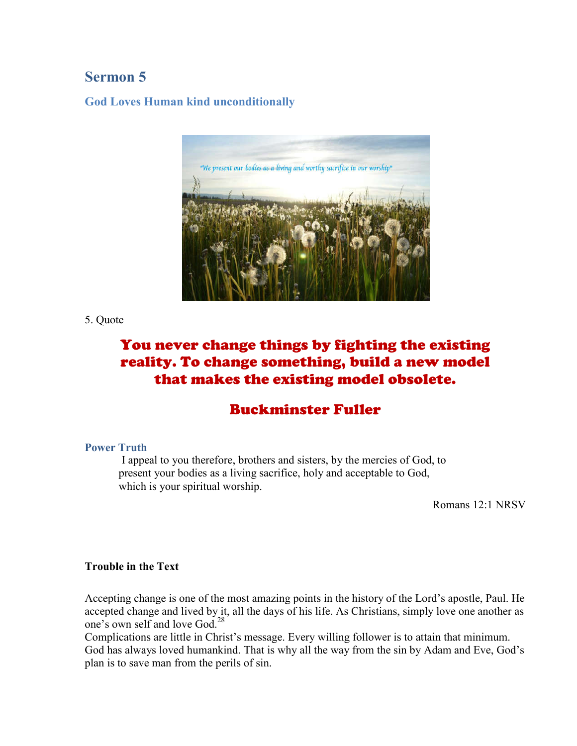## Sermon 5

### God Loves Human kind unconditionally

5. Quote

**You never change things by fighting the existing reality. To change something, build a new model that makes the existing model obsolete.**

**Buckminster Fuller**

### Power Truth

> I appeal to you therefore, brothers and sisters, by the mercies of God, to present your bodies as a living sacrifice, holy and acceptable to God, which is your spiritual worship.

Romans 12:1 NRSV

**Trouble in the Text**

Accepting change is one of the most amazing points in the history of the Lord's apostle, Paul. He accepted change and lived by it, all the days of his life. As Christians, simply love one another as one's own self and love God.[28]

Complications are little in Christ's message. Every willing follower is to attain that minimum. God has always loved humankind. That is why all the way from the sin by Adam and Eve, God's plan is to save man from the perils of sin.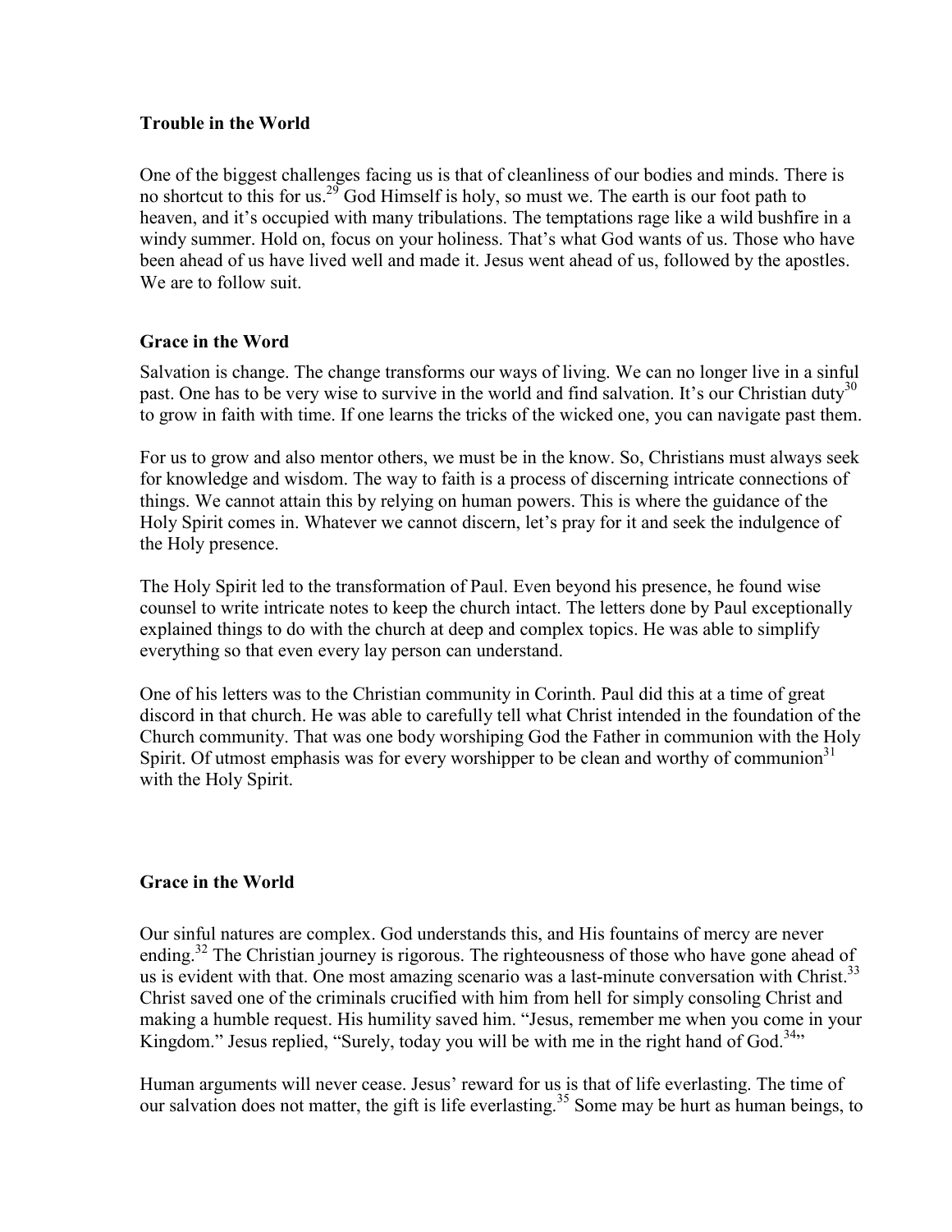### Trouble in the World

One of the biggest challenges facing us is that of cleanliness of our bodies and minds. There is no shortcut to this for us.[29] God Himself is holy, so must we. The earth is our foot path to heaven, and it's occupied with many tribulations. The temptations rage like a wild bushfire in a windy summer. Hold on, focus on your holiness. That's what God wants of us. Those who have been ahead of us have lived well and made it. Jesus went ahead of us, followed by the apostles. We are to follow suit.

### Grace in the Word

Salvation is change. The change transforms our ways of living. We can no longer live in a sinful past. One has to be very wise to survive in the world and find salvation. It's our Christian duty[30] to grow in faith with time. If one learns the tricks of the wicked one, you can navigate past them.

For us to grow and also mentor others, we must be in the know. So, Christians must always seek for knowledge and wisdom. The way to faith is a process of discerning intricate connections of things. We cannot attain this by relying on human powers. This is where the guidance of the Holy Spirit comes in. Whatever we cannot discern, let's pray for it and seek the indulgence of the Holy presence.

The Holy Spirit led to the transformation of Paul. Even beyond his presence, he found wise counsel to write intricate notes to keep the church intact. The letters done by Paul exceptionally explained things to do with the church at deep and complex topics. He was able to simplify everything so that even every lay person can understand.

One of his letters was to the Christian community in Corinth. Paul did this at a time of great discord in that church. He was able to carefully tell what Christ intended in the foundation of the Church community. That was one body worshiping God the Father in communion with the Holy Spirit. Of utmost emphasis was for every worshipper to be clean and worthy of communion[31] with the Holy Spirit.

### Grace in the World

Our sinful natures are complex. God understands this, and His fountains of mercy are never ending.[32] The Christian journey is rigorous. The righteousness of those who have gone ahead of us is evident with that. One most amazing scenario was a last-minute conversation with Christ.[33] Christ saved one of the criminals crucified with him from hell for simply consoling Christ and making a humble request. His humility saved him. "Jesus, remember me when you come in your Kingdom." Jesus replied, "Surely, today you will be with me in the right hand of God.[34]"

Human arguments will never cease. Jesus' reward for us is that of life everlasting. The time of our salvation does not matter, the gift is life everlasting.[35] Some may be hurt as human beings, to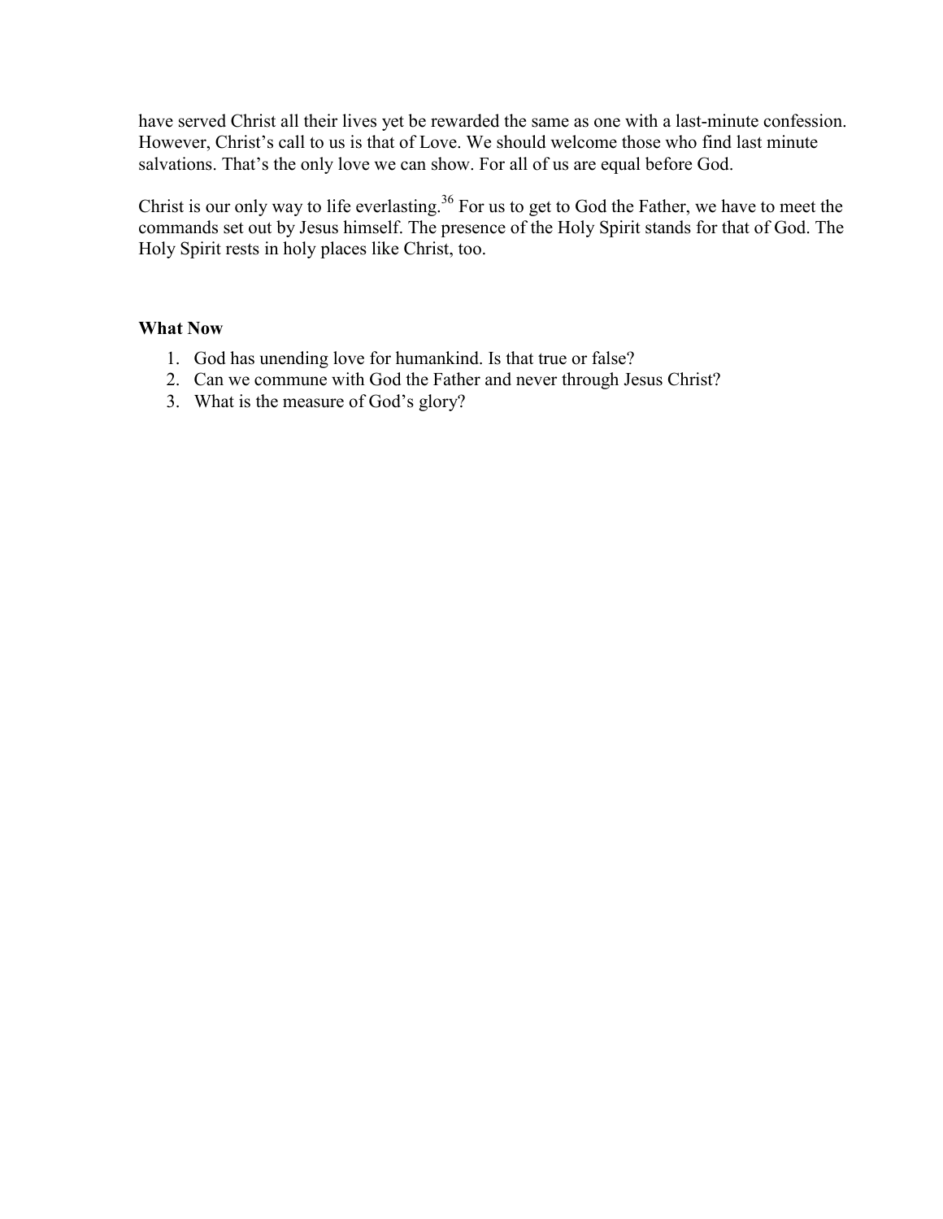have served Christ all their lives yet be rewarded the same as one with a last-minute confession. However, Christ's call to us is that of Love. We should welcome those who find last minute salvations. That's the only love we can show. For all of us are equal before God.

Christ is our only way to life everlasting.[36] For us to get to God the Father, we have to meet the commands set out by Jesus himself. The presence of the Holy Spirit stands for that of God. The Holy Spirit rests in holy places like Christ, too.

**What Now**

1. God has unending love for humankind. Is that true or false?
2. Can we commune with God the Father and never through Jesus Christ?
3. What is the measure of God's glory?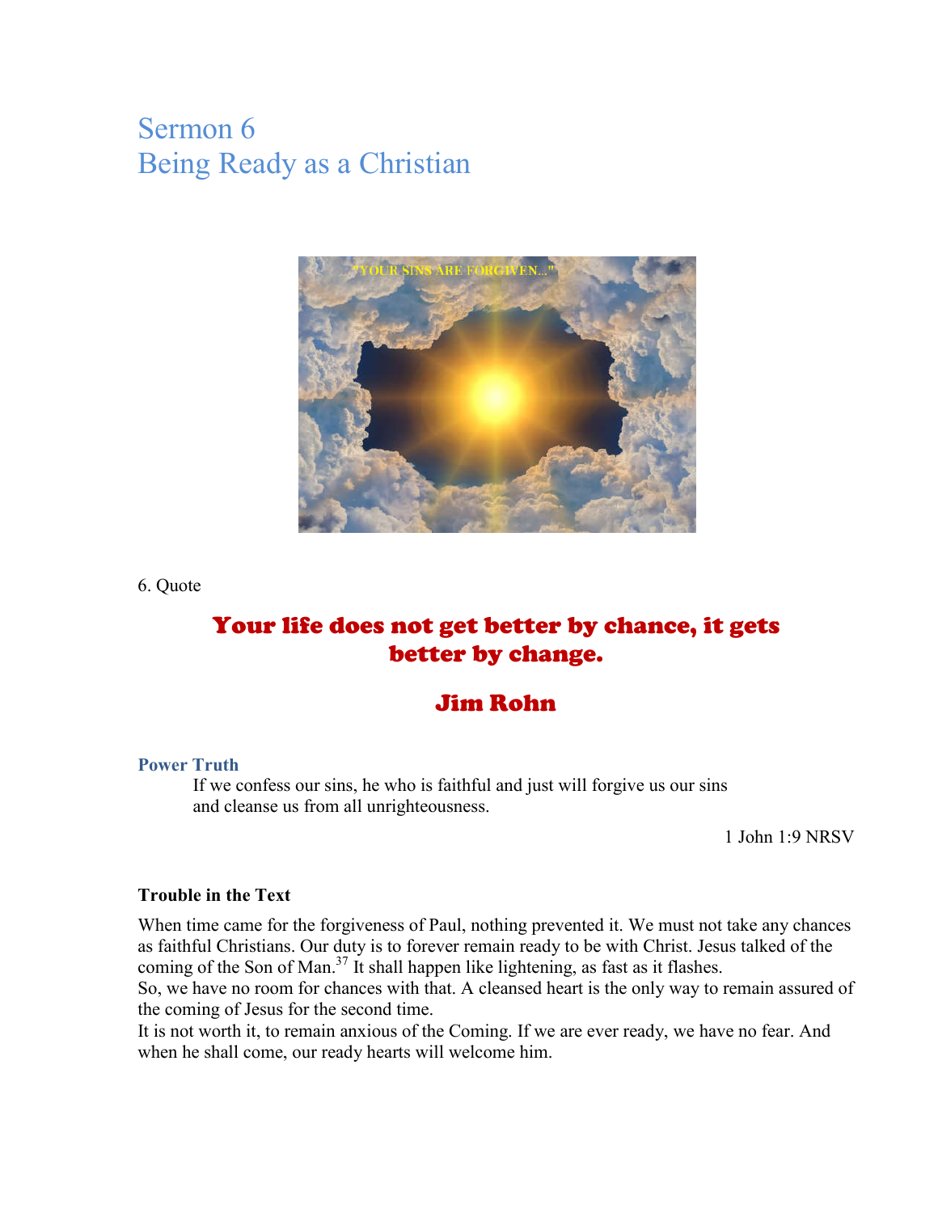# Sermon 6
# Being Ready as a Christian

6. Quote

**Your life does not get better by chance, it gets better by change.**

**Jim Rohn**

### Power Truth

> If we confess our sins, he who is faithful and just will forgive us our sins and cleanse us from all unrighteousness.
>
> 1 John 1:9 NRSV

### Trouble in the Text

When time came for the forgiveness of Paul, nothing prevented it. We must not take any chances as faithful Christians. Our duty is to forever remain ready to be with Christ. Jesus talked of the coming of the Son of Man.[37] It shall happen like lightening, as fast as it flashes.

So, we have no room for chances with that. A cleansed heart is the only way to remain assured of the coming of Jesus for the second time.

It is not worth it, to remain anxious of the Coming. If we are ever ready, we have no fear. And when he shall come, our ready hearts will welcome him.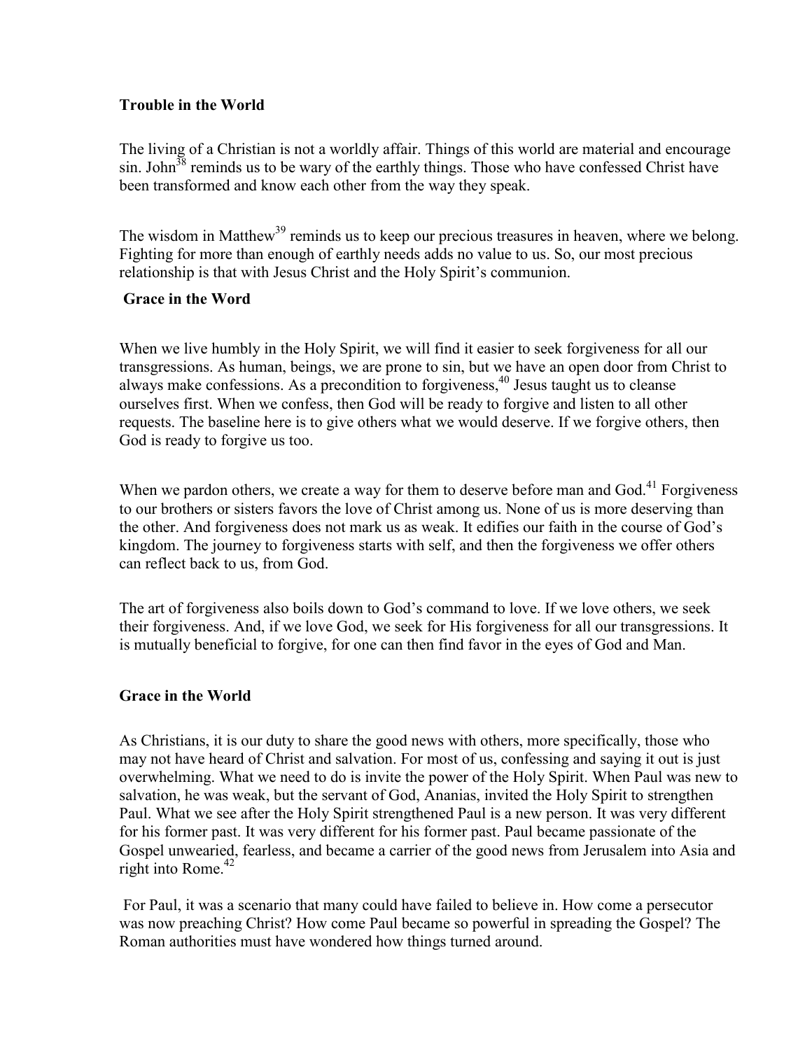### Trouble in the World

The living of a Christian is not a worldly affair. Things of this world are material and encourage sin. John[38] reminds us to be wary of the earthly things. Those who have confessed Christ have been transformed and know each other from the way they speak.

The wisdom in Matthew[39] reminds us to keep our precious treasures in heaven, where we belong. Fighting for more than enough of earthly needs adds no value to us. So, our most precious relationship is that with Jesus Christ and the Holy Spirit's communion.

### Grace in the Word

When we live humbly in the Holy Spirit, we will find it easier to seek forgiveness for all our transgressions. As human, beings, we are prone to sin, but we have an open door from Christ to always make confessions. As a precondition to forgiveness,[40] Jesus taught us to cleanse ourselves first. When we confess, then God will be ready to forgive and listen to all other requests. The baseline here is to give others what we would deserve. If we forgive others, then God is ready to forgive us too.

When we pardon others, we create a way for them to deserve before man and God.[41] Forgiveness to our brothers or sisters favors the love of Christ among us. None of us is more deserving than the other. And forgiveness does not mark us as weak. It edifies our faith in the course of God's kingdom. The journey to forgiveness starts with self, and then the forgiveness we offer others can reflect back to us, from God.

The art of forgiveness also boils down to God's command to love. If we love others, we seek their forgiveness. And, if we love God, we seek for His forgiveness for all our transgressions. It is mutually beneficial to forgive, for one can then find favor in the eyes of God and Man.

### Grace in the World

As Christians, it is our duty to share the good news with others, more specifically, those who may not have heard of Christ and salvation. For most of us, confessing and saying it out is just overwhelming. What we need to do is invite the power of the Holy Spirit. When Paul was new to salvation, he was weak, but the servant of God, Ananias, invited the Holy Spirit to strengthen Paul. What we see after the Holy Spirit strengthened Paul is a new person. It was very different for his former past. It was very different for his former past. Paul became passionate of the Gospel unwearied, fearless, and became a carrier of the good news from Jerusalem into Asia and right into Rome.[42]

For Paul, it was a scenario that many could have failed to believe in. How come a persecutor was now preaching Christ? How come Paul became so powerful in spreading the Gospel? The Roman authorities must have wondered how things turned around.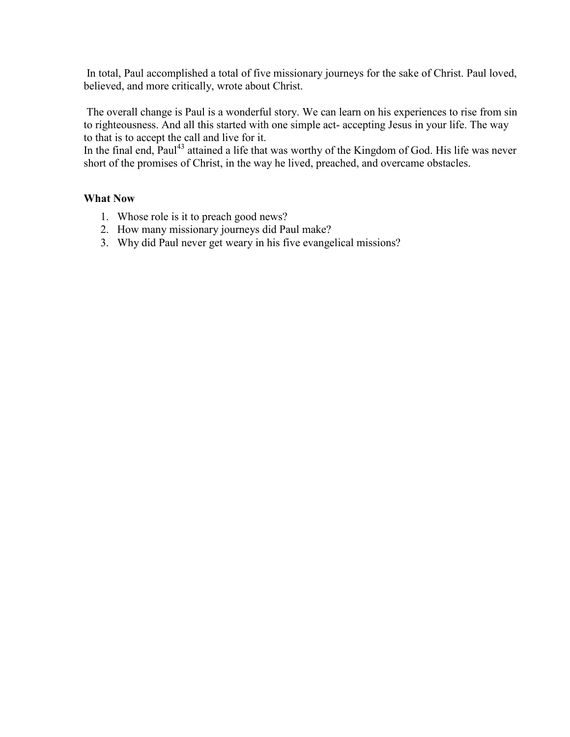In total, Paul accomplished a total of five missionary journeys for the sake of Christ. Paul loved, believed, and more critically, wrote about Christ.

The overall change is Paul is a wonderful story. We can learn on his experiences to rise from sin to righteousness. And all this started with one simple act- accepting Jesus in your life. The way to that is to accept the call and live for it.
In the final end, Paul[43] attained a life that was worthy of the Kingdom of God. His life was never short of the promises of Christ, in the way he lived, preached, and overcame obstacles.

**What Now**

1. Whose role is it to preach good news?
2. How many missionary journeys did Paul make?
3. Why did Paul never get weary in his five evangelical missions?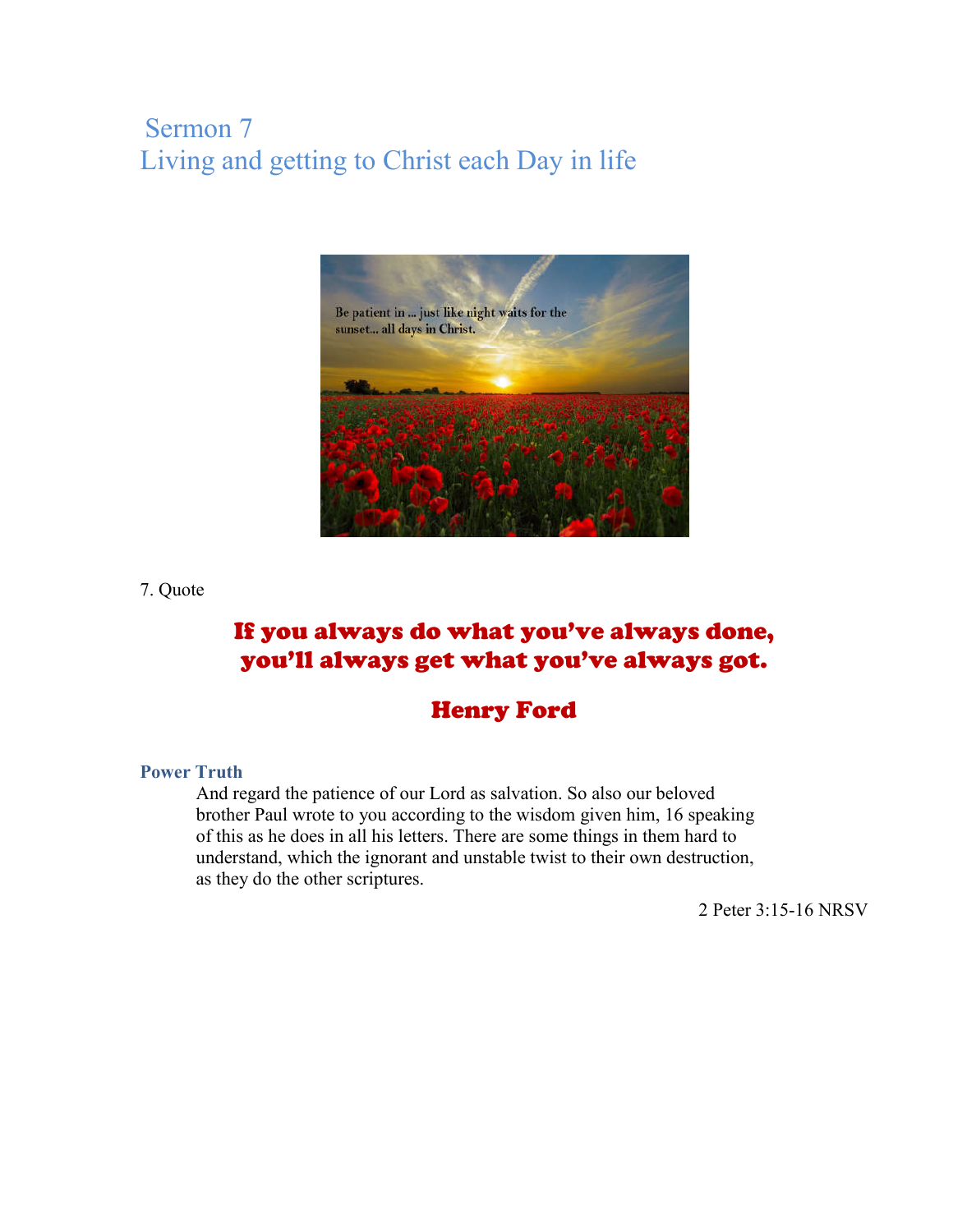# Sermon 7
# Living and getting to Christ each Day in life

7. Quote

**If you always do what you've always done, you'll always get what you've always got.**

**Henry Ford**

**Power Truth**

> And regard the patience of our Lord as salvation. So also our beloved brother Paul wrote to you according to the wisdom given him, 16 speaking of this as he does in all his letters. There are some things in them hard to understand, which the ignorant and unstable twist to their own destruction, as they do the other scriptures.

2 Peter 3:15-16 NRSV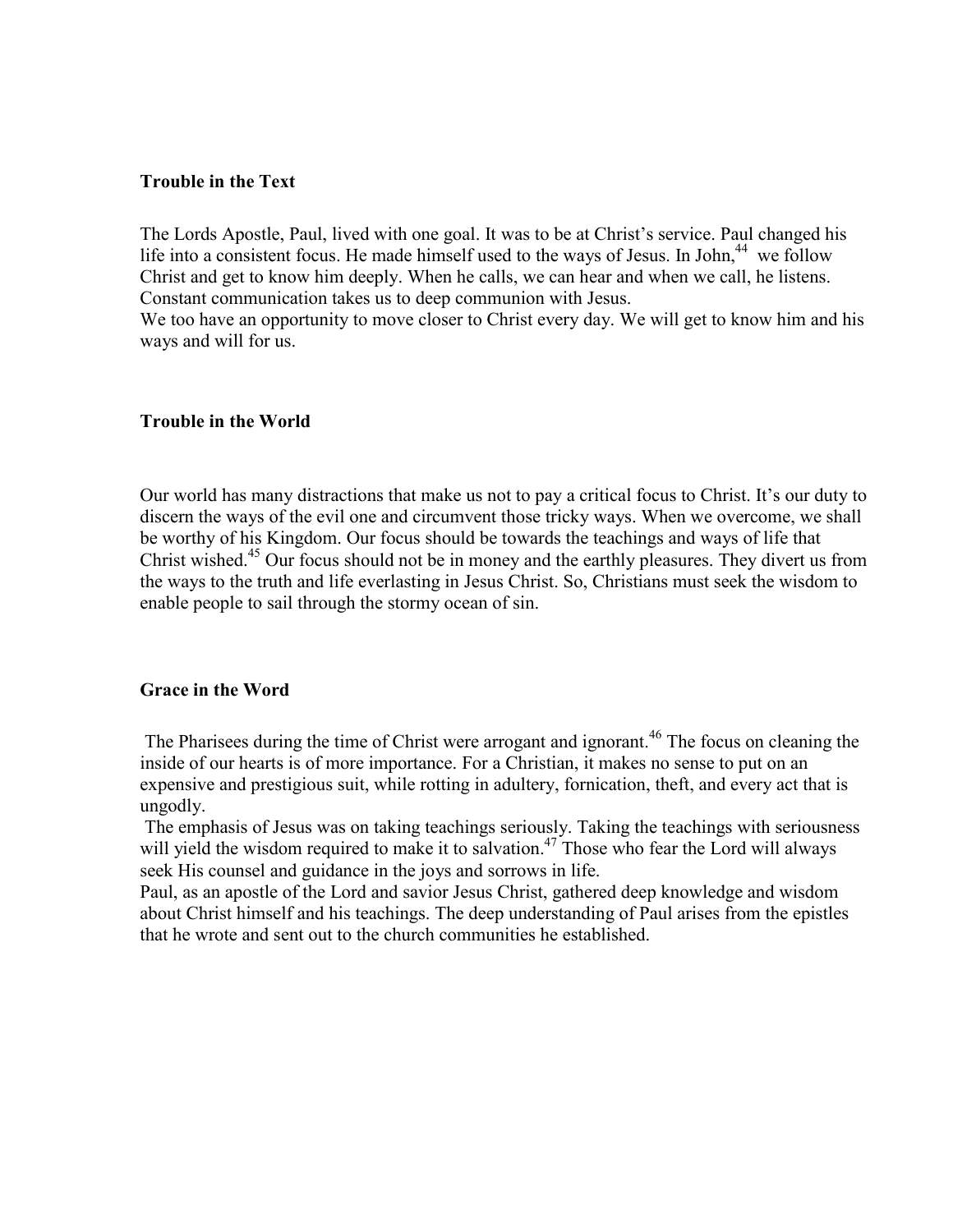### Trouble in the Text

The Lords Apostle, Paul, lived with one goal. It was to be at Christ's service. Paul changed his life into a consistent focus. He made himself used to the ways of Jesus. In John,[44] we follow Christ and get to know him deeply. When he calls, we can hear and when we call, he listens. Constant communication takes us to deep communion with Jesus.
We too have an opportunity to move closer to Christ every day. We will get to know him and his ways and will for us.

### Trouble in the World

Our world has many distractions that make us not to pay a critical focus to Christ. It's our duty to discern the ways of the evil one and circumvent those tricky ways. When we overcome, we shall be worthy of his Kingdom. Our focus should be towards the teachings and ways of life that Christ wished.[45] Our focus should not be in money and the earthly pleasures. They divert us from the ways to the truth and life everlasting in Jesus Christ. So, Christians must seek the wisdom to enable people to sail through the stormy ocean of sin.

### Grace in the Word

The Pharisees during the time of Christ were arrogant and ignorant.[46] The focus on cleaning the inside of our hearts is of more importance. For a Christian, it makes no sense to put on an expensive and prestigious suit, while rotting in adultery, fornication, theft, and every act that is ungodly.
The emphasis of Jesus was on taking teachings seriously. Taking the teachings with seriousness will yield the wisdom required to make it to salvation.[47] Those who fear the Lord will always seek His counsel and guidance in the joys and sorrows in life.
Paul, as an apostle of the Lord and savior Jesus Christ, gathered deep knowledge and wisdom about Christ himself and his teachings. The deep understanding of Paul arises from the epistles that he wrote and sent out to the church communities he established.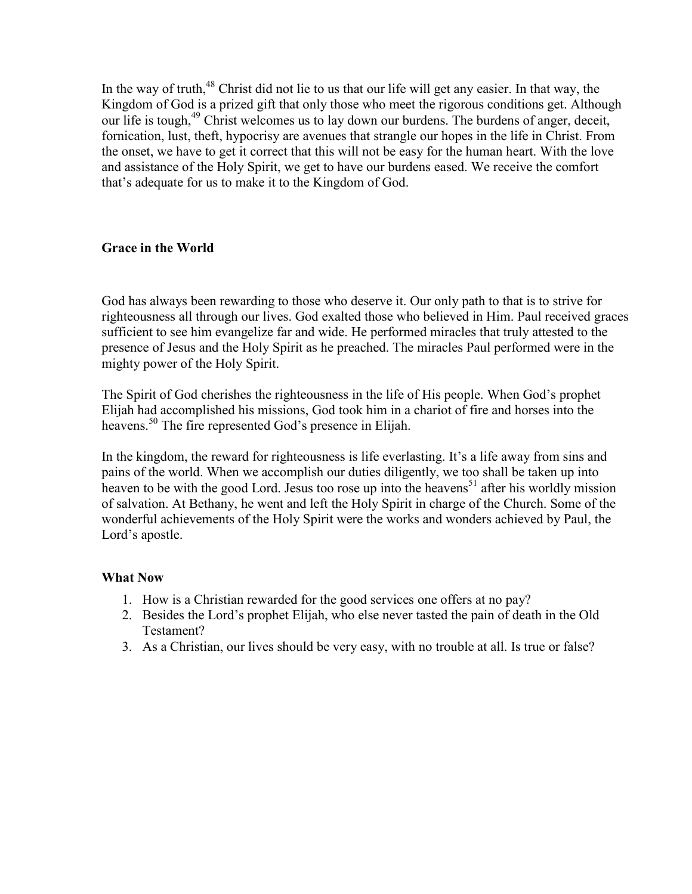In the way of truth,[48] Christ did not lie to us that our life will get any easier. In that way, the Kingdom of God is a prized gift that only those who meet the rigorous conditions get. Although our life is tough,[49] Christ welcomes us to lay down our burdens. The burdens of anger, deceit, fornication, lust, theft, hypocrisy are avenues that strangle our hopes in the life in Christ. From the onset, we have to get it correct that this will not be easy for the human heart. With the love and assistance of the Holy Spirit, we get to have our burdens eased. We receive the comfort that's adequate for us to make it to the Kingdom of God.

**Grace in the World**

God has always been rewarding to those who deserve it. Our only path to that is to strive for righteousness all through our lives. God exalted those who believed in Him. Paul received graces sufficient to see him evangelize far and wide. He performed miracles that truly attested to the presence of Jesus and the Holy Spirit as he preached. The miracles Paul performed were in the mighty power of the Holy Spirit.

The Spirit of God cherishes the righteousness in the life of His people. When God's prophet Elijah had accomplished his missions, God took him in a chariot of fire and horses into the heavens.[50] The fire represented God's presence in Elijah.

In the kingdom, the reward for righteousness is life everlasting. It's a life away from sins and pains of the world. When we accomplish our duties diligently, we too shall be taken up into heaven to be with the good Lord. Jesus too rose up into the heavens[51] after his worldly mission of salvation. At Bethany, he went and left the Holy Spirit in charge of the Church. Some of the wonderful achievements of the Holy Spirit were the works and wonders achieved by Paul, the Lord's apostle.

**What Now**

1. How is a Christian rewarded for the good services one offers at no pay?
2. Besides the Lord's prophet Elijah, who else never tasted the pain of death in the Old Testament?
3. As a Christian, our lives should be very easy, with no trouble at all. Is true or false?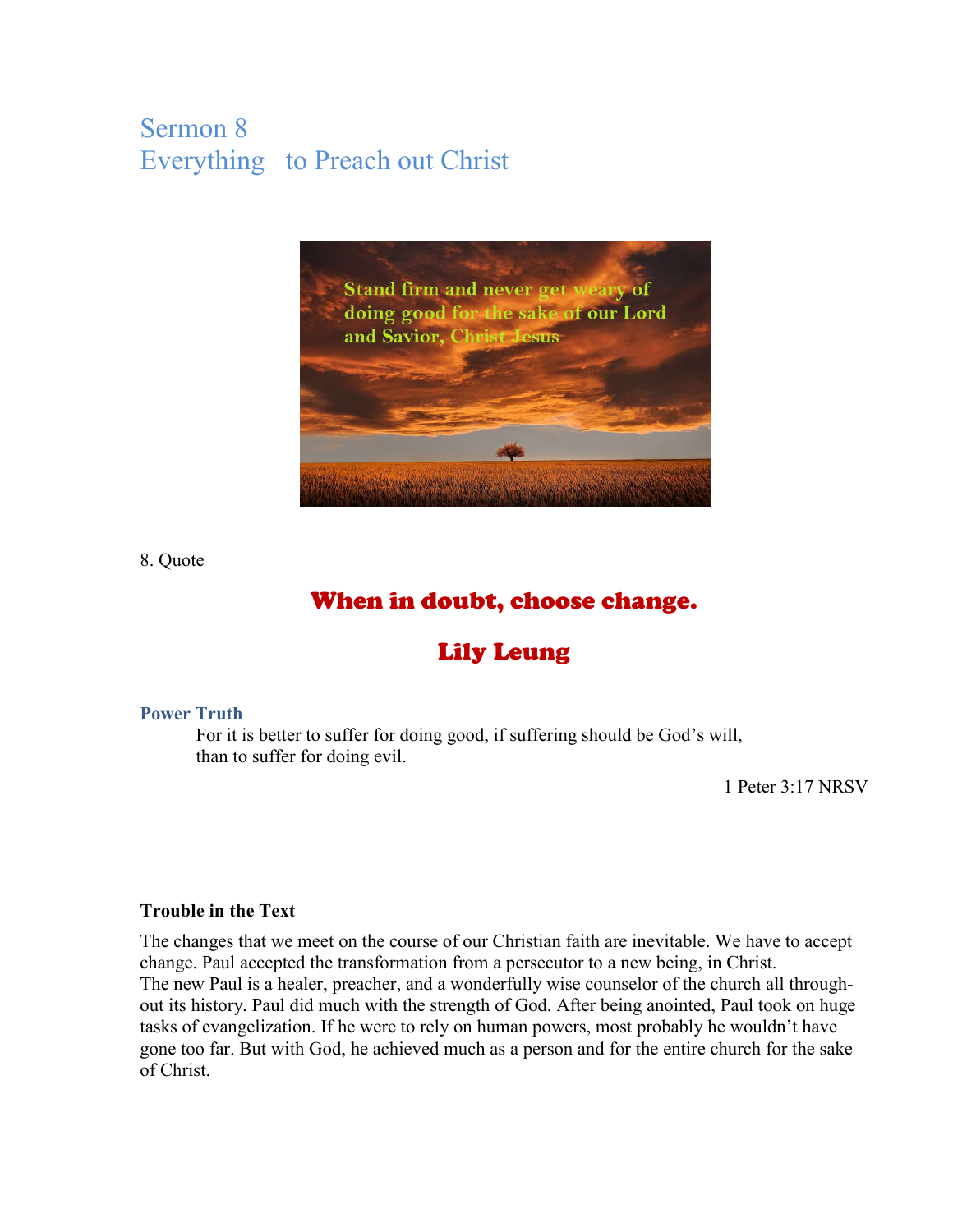# Sermon 8
# Everything   to Preach out Christ

8. Quote

**When in doubt, choose change.**

**Lily Leung**

**Power Truth**

For it is better to suffer for doing good, if suffering should be God's will, than to suffer for doing evil.

1 Peter 3:17 NRSV

**Trouble in the Text**

The changes that we meet on the course of our Christian faith are inevitable. We have to accept change. Paul accepted the transformation from a persecutor to a new being, in Christ. The new Paul is a healer, preacher, and a wonderfully wise counselor of the church all throughout its history. Paul did much with the strength of God. After being anointed, Paul took on huge tasks of evangelization. If he were to rely on human powers, most probably he wouldn't have gone too far. But with God, he achieved much as a person and for the entire church for the sake of Christ.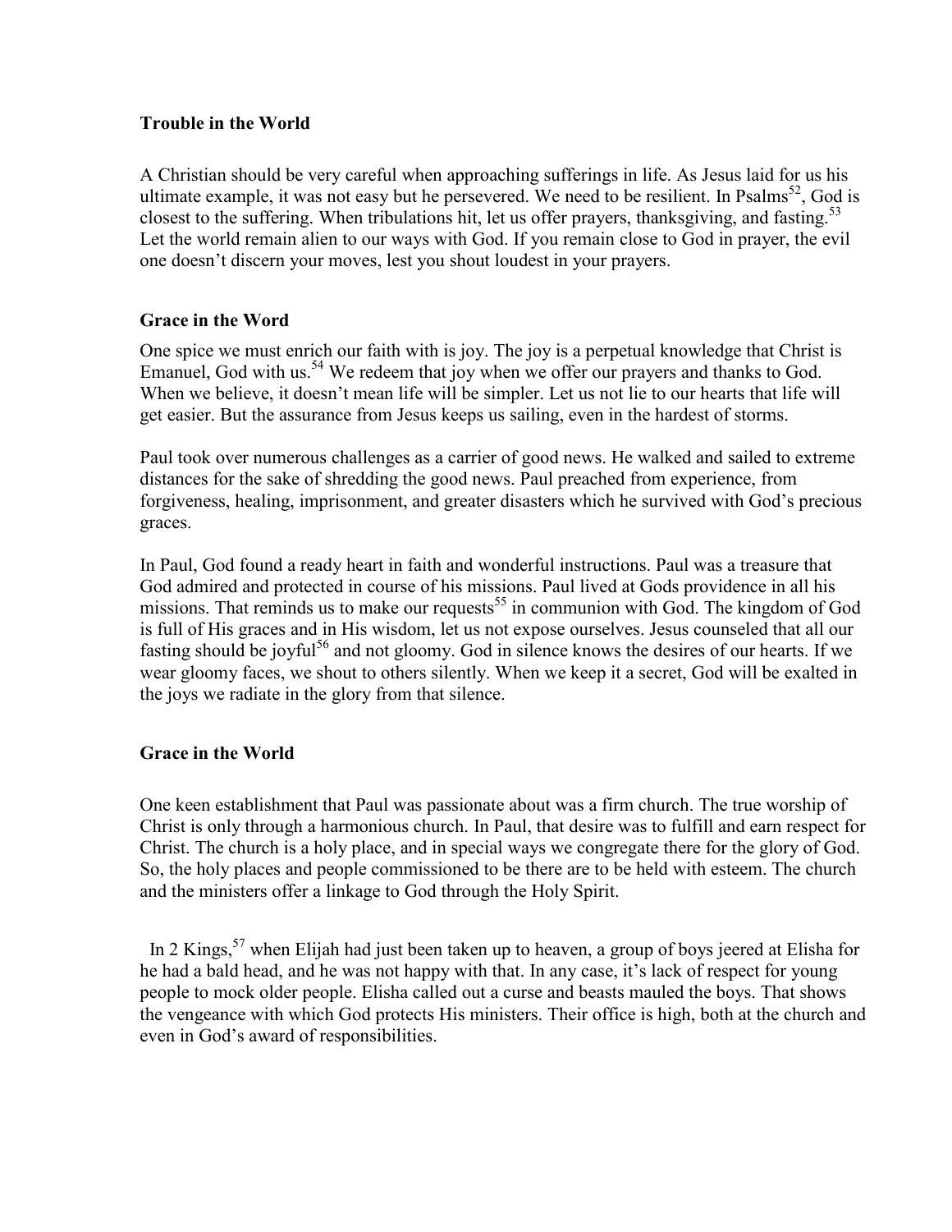### Trouble in the World

A Christian should be very careful when approaching sufferings in life. As Jesus laid for us his ultimate example, it was not easy but he persevered. We need to be resilient. In Psalms[52], God is closest to the suffering. When tribulations hit, let us offer prayers, thanksgiving, and fasting.[53] Let the world remain alien to our ways with God. If you remain close to God in prayer, the evil one doesn't discern your moves, lest you shout loudest in your prayers.

### Grace in the Word

One spice we must enrich our faith with is joy. The joy is a perpetual knowledge that Christ is Emanuel, God with us.[54] We redeem that joy when we offer our prayers and thanks to God. When we believe, it doesn't mean life will be simpler. Let us not lie to our hearts that life will get easier. But the assurance from Jesus keeps us sailing, even in the hardest of storms.

Paul took over numerous challenges as a carrier of good news. He walked and sailed to extreme distances for the sake of shredding the good news. Paul preached from experience, from forgiveness, healing, imprisonment, and greater disasters which he survived with God's precious graces.

In Paul, God found a ready heart in faith and wonderful instructions. Paul was a treasure that God admired and protected in course of his missions. Paul lived at Gods providence in all his missions. That reminds us to make our requests[55] in communion with God. The kingdom of God is full of His graces and in His wisdom, let us not expose ourselves. Jesus counseled that all our fasting should be joyful[56] and not gloomy. God in silence knows the desires of our hearts. If we wear gloomy faces, we shout to others silently. When we keep it a secret, God will be exalted in the joys we radiate in the glory from that silence.

### Grace in the World

One keen establishment that Paul was passionate about was a firm church. The true worship of Christ is only through a harmonious church. In Paul, that desire was to fulfill and earn respect for Christ. The church is a holy place, and in special ways we congregate there for the glory of God. So, the holy places and people commissioned to be there are to be held with esteem. The church and the ministers offer a linkage to God through the Holy Spirit.

In 2 Kings,[57] when Elijah had just been taken up to heaven, a group of boys jeered at Elisha for he had a bald head, and he was not happy with that. In any case, it's lack of respect for young people to mock older people. Elisha called out a curse and beasts mauled the boys. That shows the vengeance with which God protects His ministers. Their office is high, both at the church and even in God's award of responsibilities.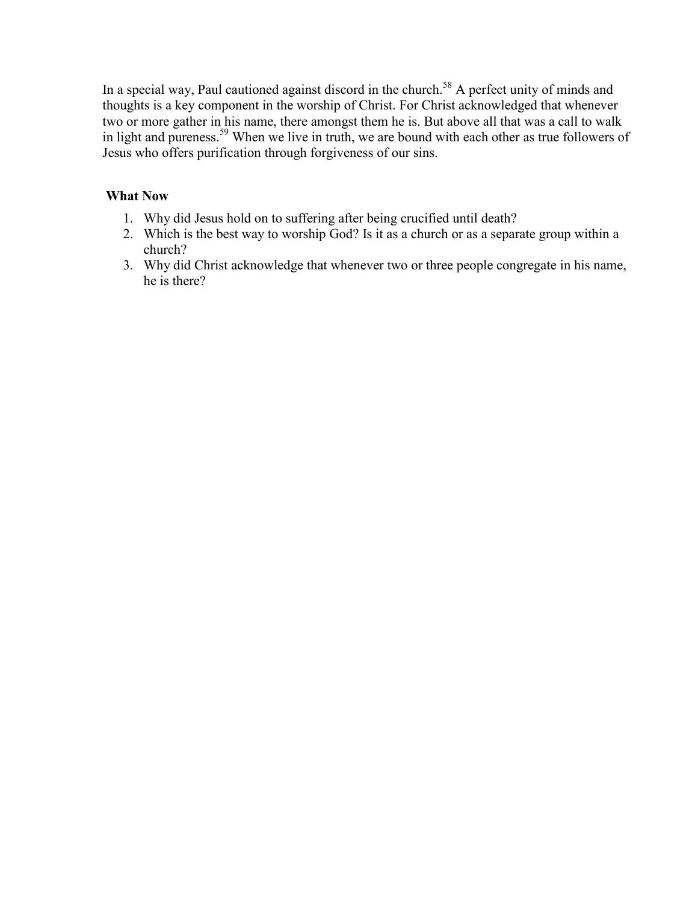In a special way, Paul cautioned against discord in the church.[58] A perfect unity of minds and thoughts is a key component in the worship of Christ. For Christ acknowledged that whenever two or more gather in his name, there amongst them he is. But above all that was a call to walk in light and pureness.[59] When we live in truth, we are bound with each other as true followers of Jesus who offers purification through forgiveness of our sins.

**What Now**

1. Why did Jesus hold on to suffering after being crucified until death?
2. Which is the best way to worship God? Is it as a church or as a separate group within a church?
3. Why did Christ acknowledge that whenever two or three people congregate in his name, he is there?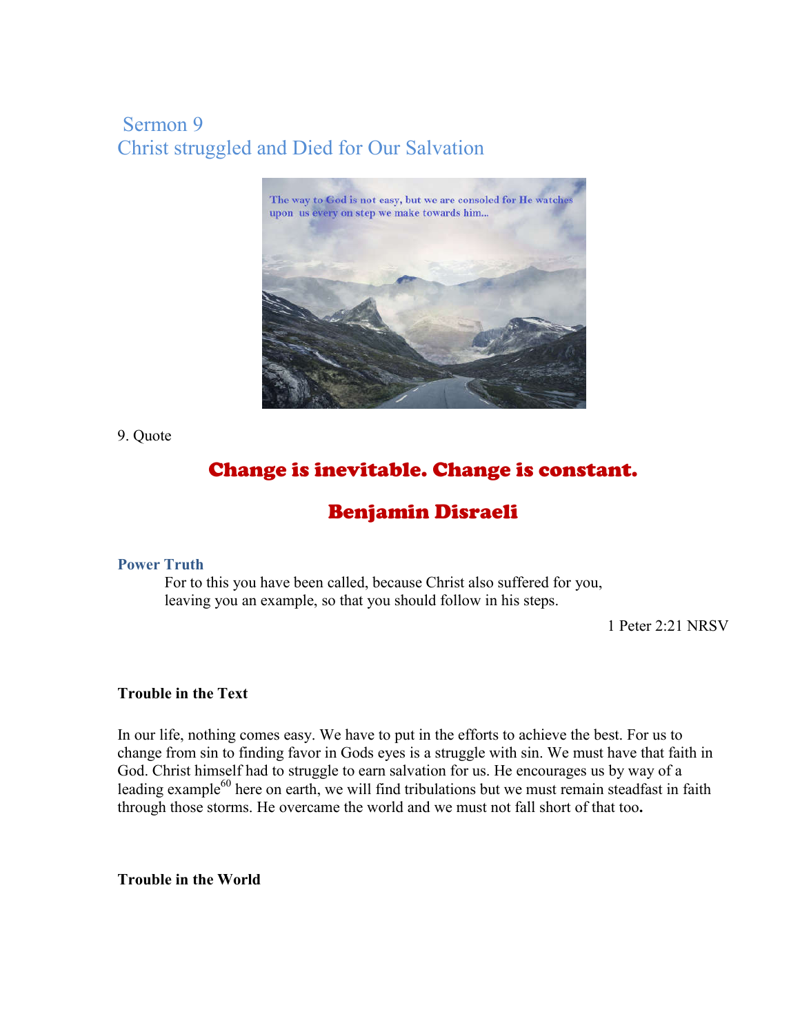## Sermon 9
## Christ struggled and Died for Our Salvation

9. Quote

**Change is inevitable. Change is constant.**

**Benjamin Disraeli**

### Power Truth

For to this you have been called, because Christ also suffered for you, leaving you an example, so that you should follow in his steps.

1 Peter 2:21 NRSV

### Trouble in the Text

In our life, nothing comes easy. We have to put in the efforts to achieve the best. For us to change from sin to finding favor in Gods eyes is a struggle with sin. We must have that faith in God. Christ himself had to struggle to earn salvation for us. He encourages us by way of a leading example[60] here on earth, we will find tribulations but we must remain steadfast in faith through those storms. He overcame the world and we must not fall short of that too.

### Trouble in the World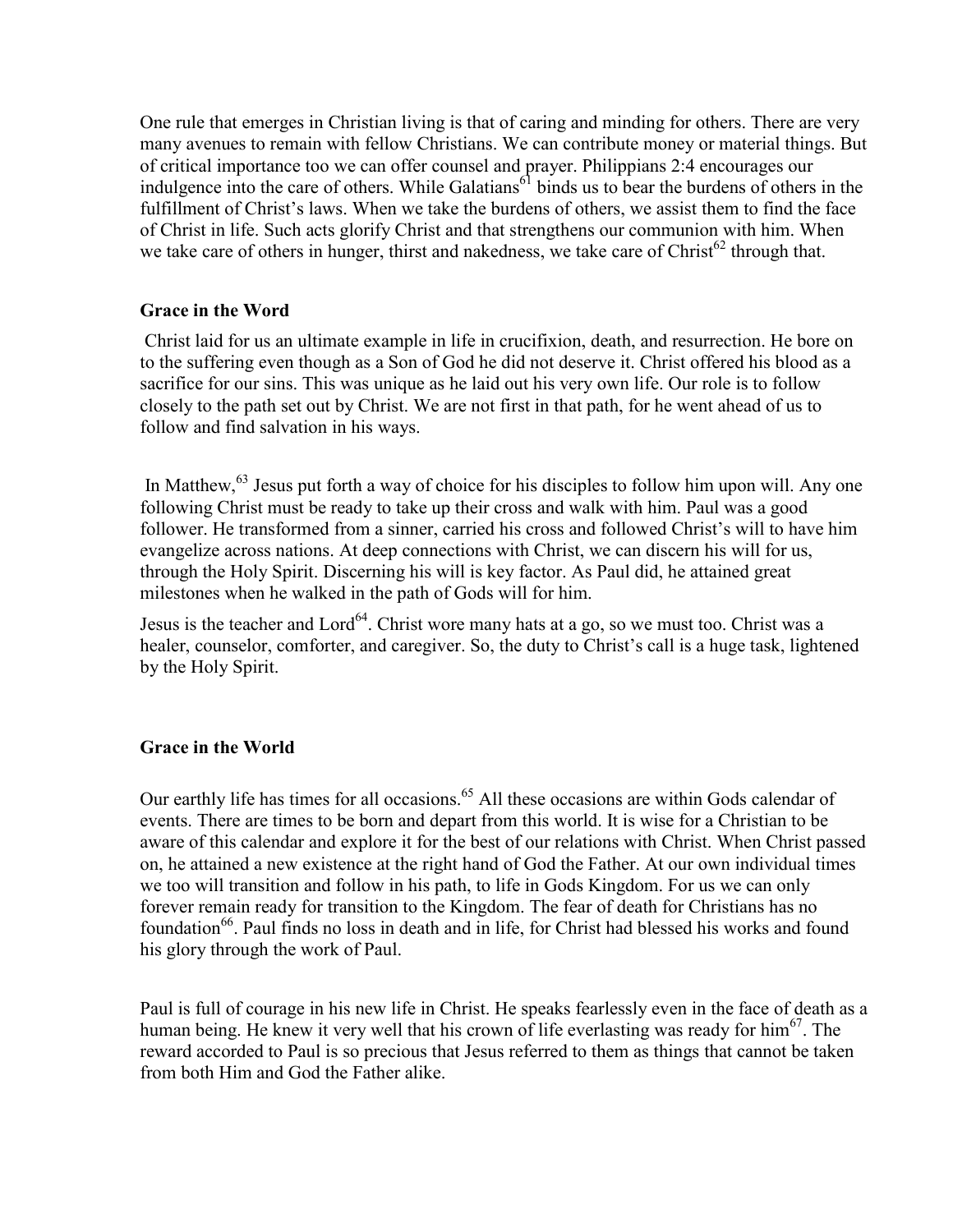One rule that emerges in Christian living is that of caring and minding for others. There are very many avenues to remain with fellow Christians. We can contribute money or material things. But of critical importance too we can offer counsel and prayer. Philippians 2:4 encourages our indulgence into the care of others. While Galatians[61] binds us to bear the burdens of others in the fulfillment of Christ's laws. When we take the burdens of others, we assist them to find the face of Christ in life. Such acts glorify Christ and that strengthens our communion with him. When we take care of others in hunger, thirst and nakedness, we take care of Christ[62] through that.

### Grace in the Word

Christ laid for us an ultimate example in life in crucifixion, death, and resurrection. He bore on to the suffering even though as a Son of God he did not deserve it. Christ offered his blood as a sacrifice for our sins. This was unique as he laid out his very own life. Our role is to follow closely to the path set out by Christ. We are not first in that path, for he went ahead of us to follow and find salvation in his ways.

In Matthew,[63] Jesus put forth a way of choice for his disciples to follow him upon will. Any one following Christ must be ready to take up their cross and walk with him. Paul was a good follower. He transformed from a sinner, carried his cross and followed Christ's will to have him evangelize across nations. At deep connections with Christ, we can discern his will for us, through the Holy Spirit. Discerning his will is key factor. As Paul did, he attained great milestones when he walked in the path of Gods will for him.

Jesus is the teacher and Lord[64]. Christ wore many hats at a go, so we must too. Christ was a healer, counselor, comforter, and caregiver. So, the duty to Christ's call is a huge task, lightened by the Holy Spirit.

### Grace in the World

Our earthly life has times for all occasions.[65] All these occasions are within Gods calendar of events. There are times to be born and depart from this world. It is wise for a Christian to be aware of this calendar and explore it for the best of our relations with Christ. When Christ passed on, he attained a new existence at the right hand of God the Father. At our own individual times we too will transition and follow in his path, to life in Gods Kingdom. For us we can only forever remain ready for transition to the Kingdom. The fear of death for Christians has no foundation[66]. Paul finds no loss in death and in life, for Christ had blessed his works and found his glory through the work of Paul.

Paul is full of courage in his new life in Christ. He speaks fearlessly even in the face of death as a human being. He knew it very well that his crown of life everlasting was ready for him[67]. The reward accorded to Paul is so precious that Jesus referred to them as things that cannot be taken from both Him and God the Father alike.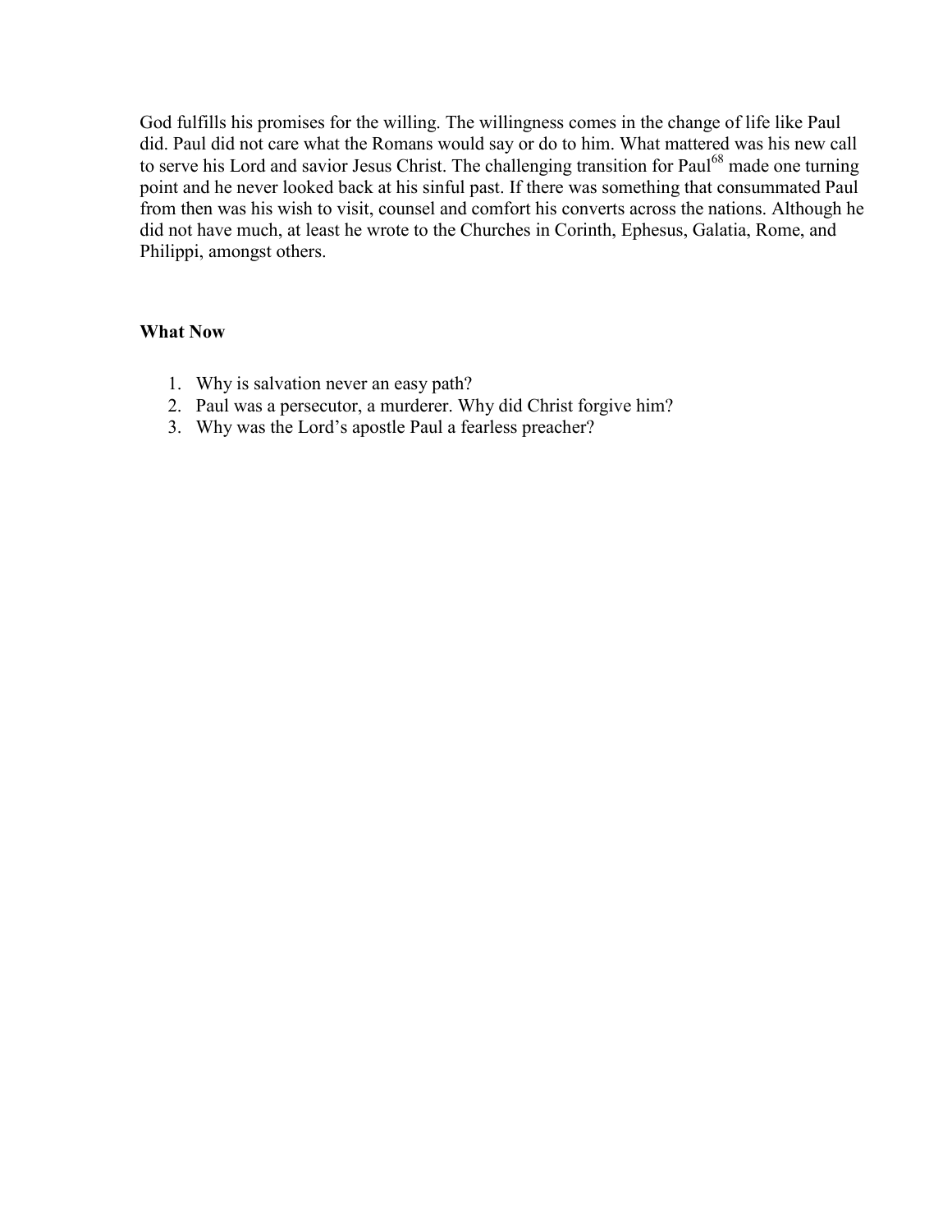God fulfills his promises for the willing. The willingness comes in the change of life like Paul did. Paul did not care what the Romans would say or do to him. What mattered was his new call to serve his Lord and savior Jesus Christ. The challenging transition for Paul[68] made one turning point and he never looked back at his sinful past. If there was something that consummated Paul from then was his wish to visit, counsel and comfort his converts across the nations. Although he did not have much, at least he wrote to the Churches in Corinth, Ephesus, Galatia, Rome, and Philippi, amongst others.

**What Now**

1. Why is salvation never an easy path?
2. Paul was a persecutor, a murderer. Why did Christ forgive him?
3. Why was the Lord's apostle Paul a fearless preacher?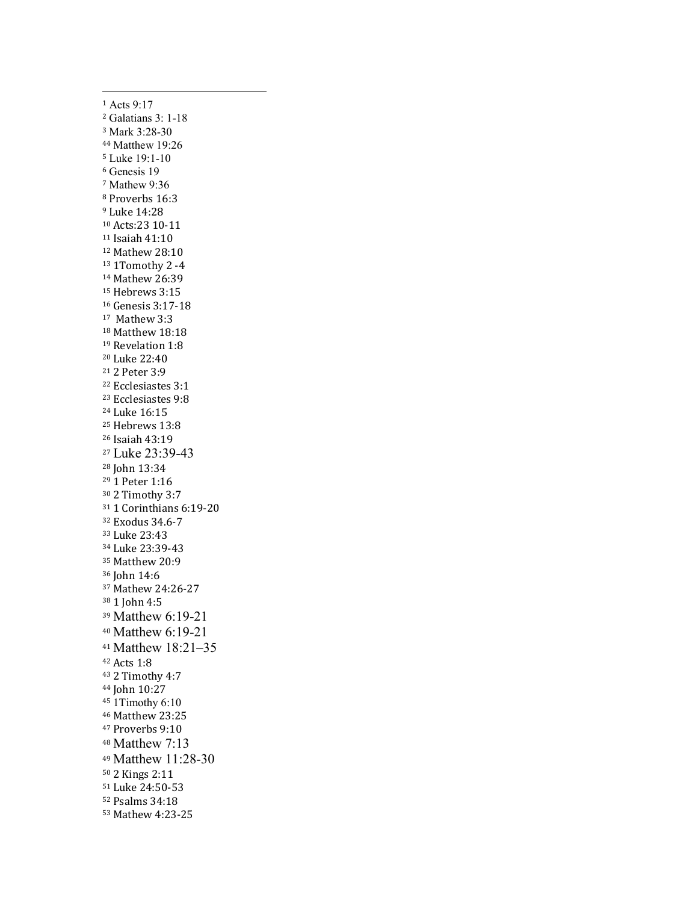[1] Acts 9:17
[2] Galatians 3: 1-18
[3] Mark 3:28-30
[44] Matthew 19:26
[5] Luke 19:1-10
[6] Genesis 19
[7] Mathew 9:36
[8] Proverbs 16:3
[9] Luke 14:28
[10] Acts:23 10-11
[11] Isaiah 41:10
[12] Mathew 28:10
[13] 1Tomothy 2 -4
[14] Mathew 26:39
[15] Hebrews 3:15
[16] Genesis 3:17-18
[17] Mathew 3:3
[18] Matthew 18:18
[19] Revelation 1:8
[20] Luke 22:40
[21] 2 Peter 3:9
[22] Ecclesiastes 3:1
[23] Ecclesiastes 9:8
[24] Luke 16:15
[25] Hebrews 13:8
[26] Isaiah 43:19
[27] Luke 23:39-43
[28] John 13:34
[29] 1 Peter 1:16
[30] 2 Timothy 3:7
[31] 1 Corinthians 6:19-20
[32] Exodus 34.6-7
[33] Luke 23:43
[34] Luke 23:39-43
[35] Matthew 20:9
[36] John 14:6
[37] Mathew 24:26-27
[38] 1 John 4:5
[39] Matthew 6:19-21
[40] Matthew 6:19-21
[41] Matthew 18:21–35
[42] Acts 1:8
[43] 2 Timothy 4:7
[44] John 10:27
[45] 1Timothy 6:10
[46] Matthew 23:25
[47] Proverbs 9:10
[48] Matthew 7:13
[49] Matthew 11:28-30
[50] 2 Kings 2:11
[51] Luke 24:50-53
[52] Psalms 34:18
[53] Mathew 4:23-25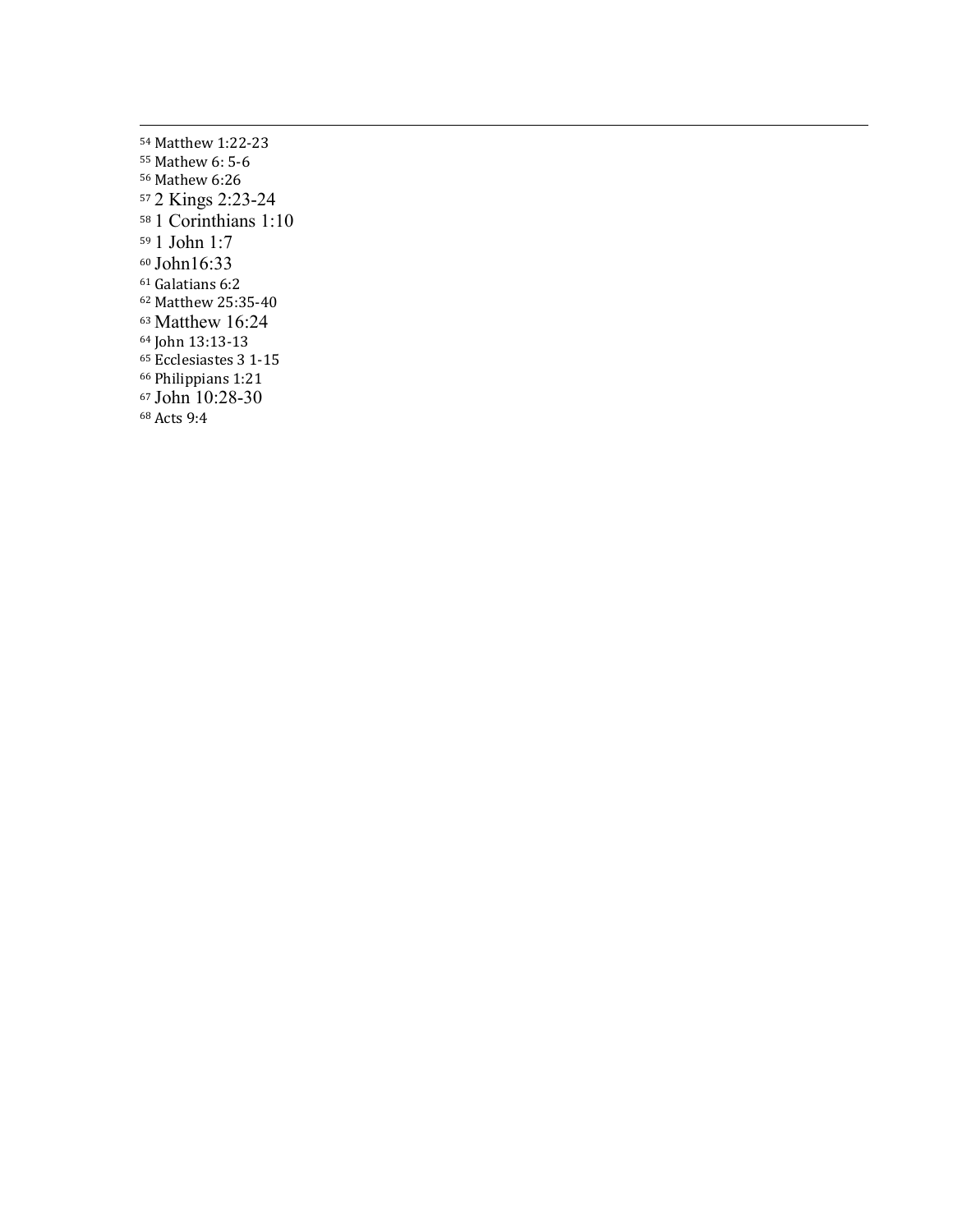[54] Matthew 1:22-23
[55] Mathew 6: 5-6
[56] Mathew 6:26
[57] 2 Kings 2:23-24
[58] 1 Corinthians 1:10
[59] 1 John 1:7
[60] John16:33
[61] Galatians 6:2
[62] Matthew 25:35-40
[63] Matthew 16:24
[64] John 13:13-13
[65] Ecclesiastes 3 1-15
[66] Philippians 1:21
[67] John 10:28-30
[68] Acts 9:4